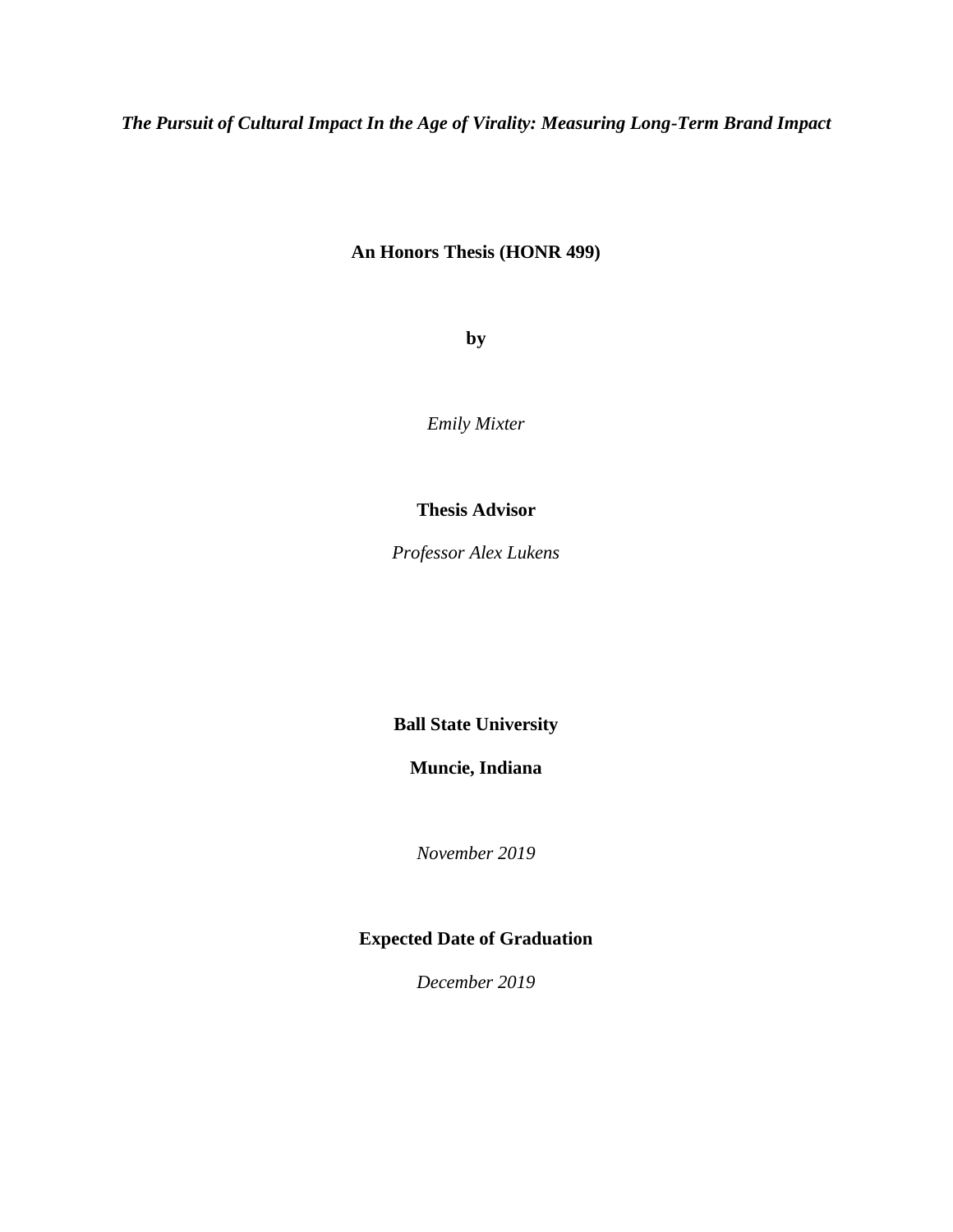***The Pursuit of Cultural Impact In the Age of Virality: Measuring Long-Term Brand Impact***

**An Honors Thesis (HONR 499)**

**by**

*Emily Mixter*

**Thesis Advisor**

*Professor Alex Lukens*

**Ball State University**

**Muncie, Indiana**

*November 2019*

**Expected Date of Graduation**

*December 2019*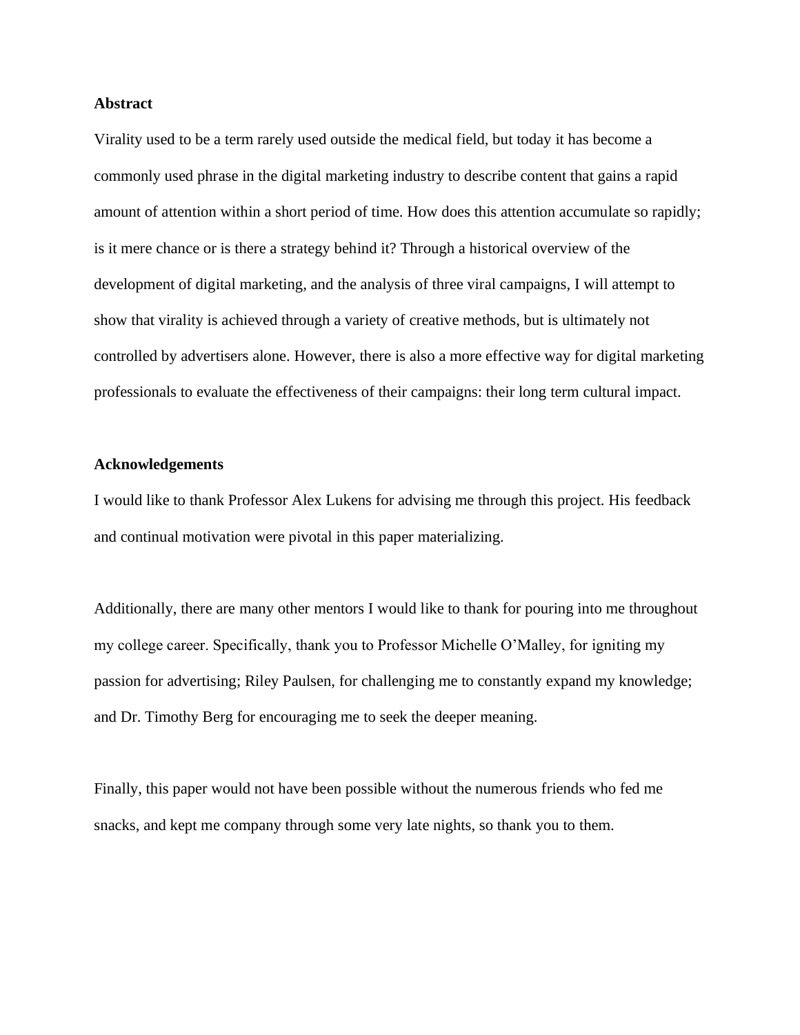**Abstract**

Virality used to be a term rarely used outside the medical field, but today it has become a commonly used phrase in the digital marketing industry to describe content that gains a rapid amount of attention within a short period of time. How does this attention accumulate so rapidly; is it mere chance or is there a strategy behind it? Through a historical overview of the development of digital marketing, and the analysis of three viral campaigns, I will attempt to show that virality is achieved through a variety of creative methods, but is ultimately not controlled by advertisers alone. However, there is also a more effective way for digital marketing professionals to evaluate the effectiveness of their campaigns: their long term cultural impact.

**Acknowledgements**

I would like to thank Professor Alex Lukens for advising me through this project. His feedback and continual motivation were pivotal in this paper materializing.

Additionally, there are many other mentors I would like to thank for pouring into me throughout my college career. Specifically, thank you to Professor Michelle O'Malley, for igniting my passion for advertising; Riley Paulsen, for challenging me to constantly expand my knowledge; and Dr. Timothy Berg for encouraging me to seek the deeper meaning.

Finally, this paper would not have been possible without the numerous friends who fed me snacks, and kept me company through some very late nights, so thank you to them.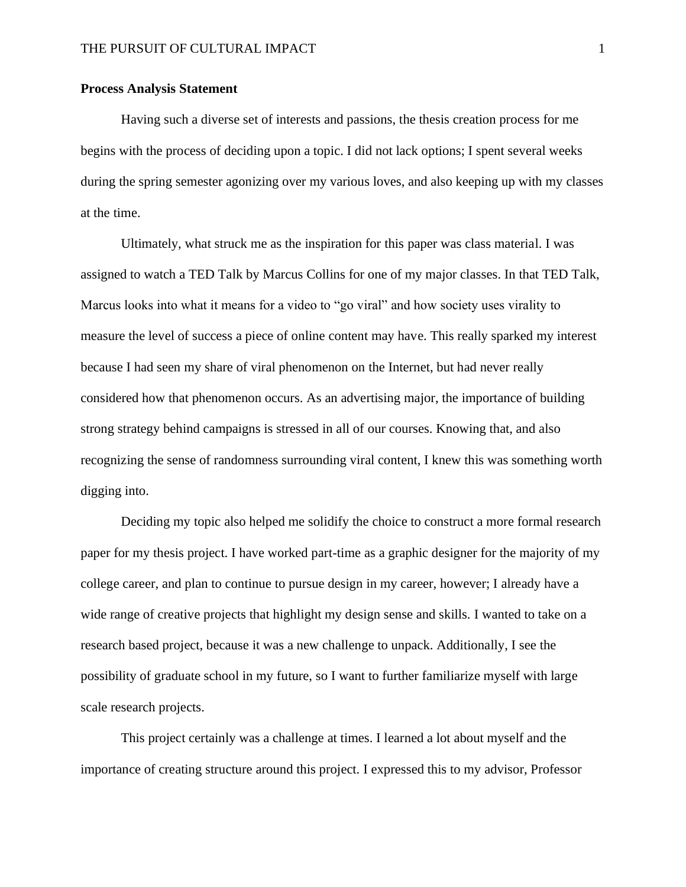**Process Analysis Statement**

Having such a diverse set of interests and passions, the thesis creation process for me begins with the process of deciding upon a topic. I did not lack options; I spent several weeks during the spring semester agonizing over my various loves, and also keeping up with my classes at the time.

Ultimately, what struck me as the inspiration for this paper was class material. I was assigned to watch a TED Talk by Marcus Collins for one of my major classes. In that TED Talk, Marcus looks into what it means for a video to "go viral" and how society uses virality to measure the level of success a piece of online content may have. This really sparked my interest because I had seen my share of viral phenomenon on the Internet, but had never really considered how that phenomenon occurs. As an advertising major, the importance of building strong strategy behind campaigns is stressed in all of our courses. Knowing that, and also recognizing the sense of randomness surrounding viral content, I knew this was something worth digging into.

Deciding my topic also helped me solidify the choice to construct a more formal research paper for my thesis project. I have worked part-time as a graphic designer for the majority of my college career, and plan to continue to pursue design in my career, however; I already have a wide range of creative projects that highlight my design sense and skills. I wanted to take on a research based project, because it was a new challenge to unpack. Additionally, I see the possibility of graduate school in my future, so I want to further familiarize myself with large scale research projects.

This project certainly was a challenge at times. I learned a lot about myself and the importance of creating structure around this project. I expressed this to my advisor, Professor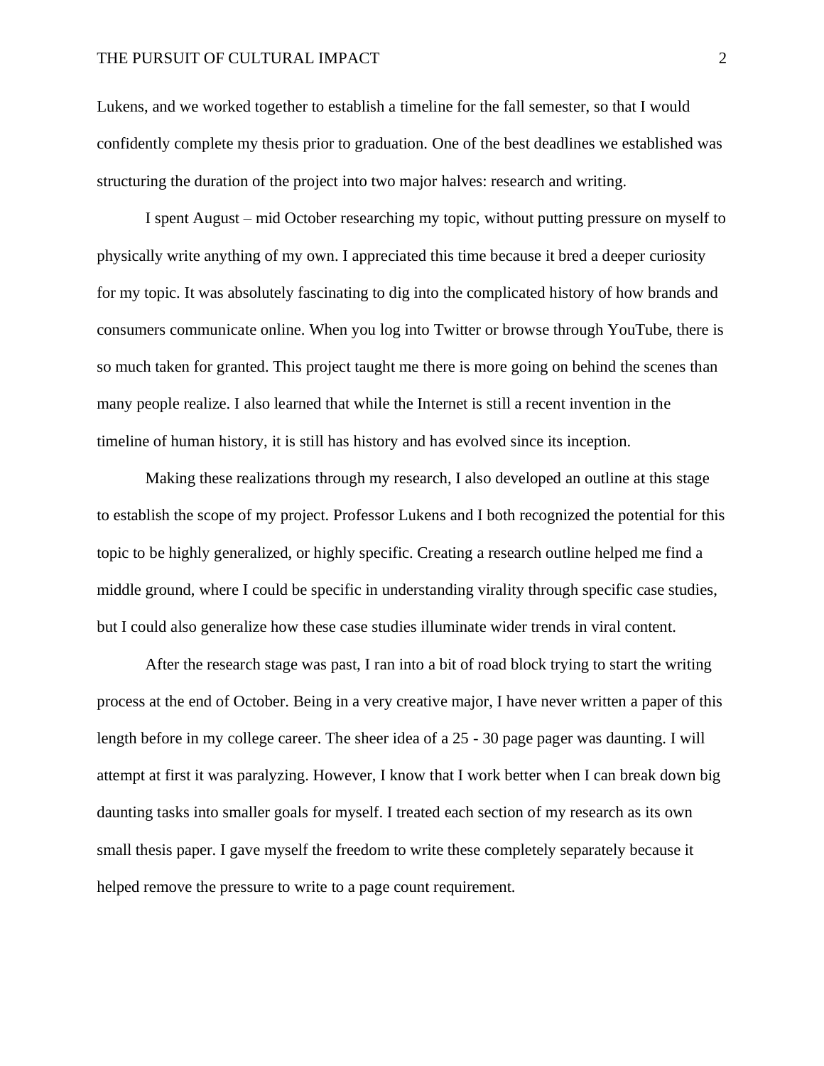Lukens, and we worked together to establish a timeline for the fall semester, so that I would confidently complete my thesis prior to graduation. One of the best deadlines we established was structuring the duration of the project into two major halves: research and writing.

I spent August – mid October researching my topic, without putting pressure on myself to physically write anything of my own. I appreciated this time because it bred a deeper curiosity for my topic. It was absolutely fascinating to dig into the complicated history of how brands and consumers communicate online. When you log into Twitter or browse through YouTube, there is so much taken for granted. This project taught me there is more going on behind the scenes than many people realize. I also learned that while the Internet is still a recent invention in the timeline of human history, it is still has history and has evolved since its inception.

Making these realizations through my research, I also developed an outline at this stage to establish the scope of my project. Professor Lukens and I both recognized the potential for this topic to be highly generalized, or highly specific. Creating a research outline helped me find a middle ground, where I could be specific in understanding virality through specific case studies, but I could also generalize how these case studies illuminate wider trends in viral content.

After the research stage was past, I ran into a bit of road block trying to start the writing process at the end of October. Being in a very creative major, I have never written a paper of this length before in my college career. The sheer idea of a 25 - 30 page pager was daunting. I will attempt at first it was paralyzing. However, I know that I work better when I can break down big daunting tasks into smaller goals for myself. I treated each section of my research as its own small thesis paper. I gave myself the freedom to write these completely separately because it helped remove the pressure to write to a page count requirement.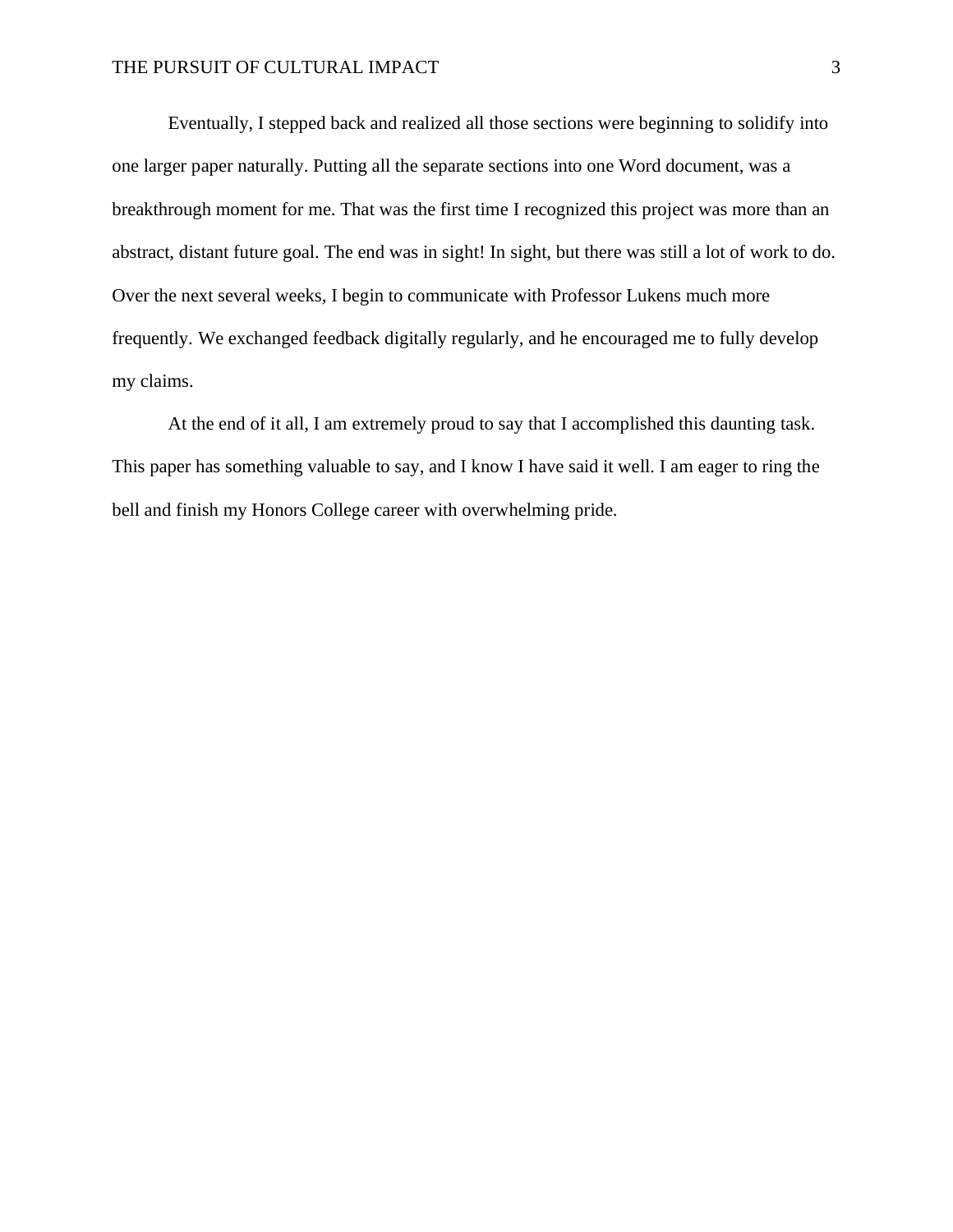Eventually, I stepped back and realized all those sections were beginning to solidify into one larger paper naturally. Putting all the separate sections into one Word document, was a breakthrough moment for me. That was the first time I recognized this project was more than an abstract, distant future goal. The end was in sight! In sight, but there was still a lot of work to do. Over the next several weeks, I begin to communicate with Professor Lukens much more frequently. We exchanged feedback digitally regularly, and he encouraged me to fully develop my claims.

At the end of it all, I am extremely proud to say that I accomplished this daunting task. This paper has something valuable to say, and I know I have said it well. I am eager to ring the bell and finish my Honors College career with overwhelming pride.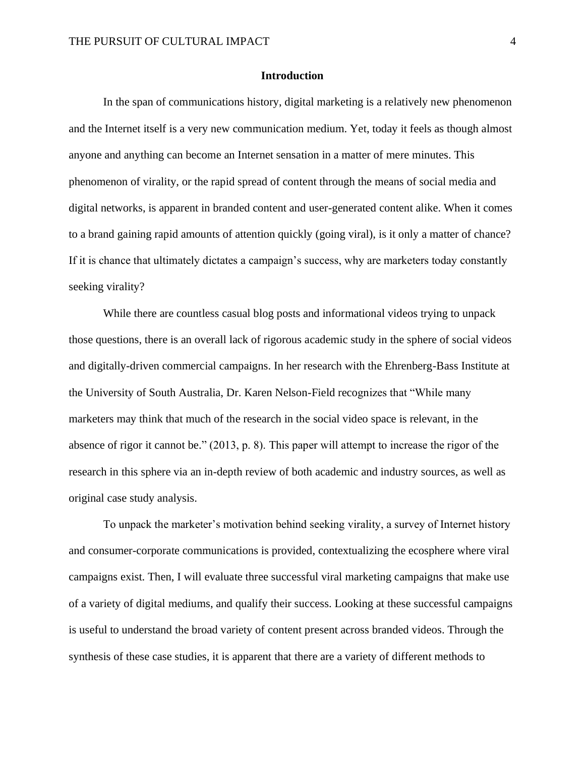## Introduction

In the span of communications history, digital marketing is a relatively new phenomenon and the Internet itself is a very new communication medium. Yet, today it feels as though almost anyone and anything can become an Internet sensation in a matter of mere minutes. This phenomenon of virality, or the rapid spread of content through the means of social media and digital networks, is apparent in branded content and user-generated content alike. When it comes to a brand gaining rapid amounts of attention quickly (going viral), is it only a matter of chance? If it is chance that ultimately dictates a campaign's success, why are marketers today constantly seeking virality?

While there are countless casual blog posts and informational videos trying to unpack those questions, there is an overall lack of rigorous academic study in the sphere of social videos and digitally-driven commercial campaigns. In her research with the Ehrenberg-Bass Institute at the University of South Australia, Dr. Karen Nelson-Field recognizes that "While many marketers may think that much of the research in the social video space is relevant, in the absence of rigor it cannot be." (2013, p. 8). This paper will attempt to increase the rigor of the research in this sphere via an in-depth review of both academic and industry sources, as well as original case study analysis.

To unpack the marketer's motivation behind seeking virality, a survey of Internet history and consumer-corporate communications is provided, contextualizing the ecosphere where viral campaigns exist. Then, I will evaluate three successful viral marketing campaigns that make use of a variety of digital mediums, and qualify their success. Looking at these successful campaigns is useful to understand the broad variety of content present across branded videos. Through the synthesis of these case studies, it is apparent that there are a variety of different methods to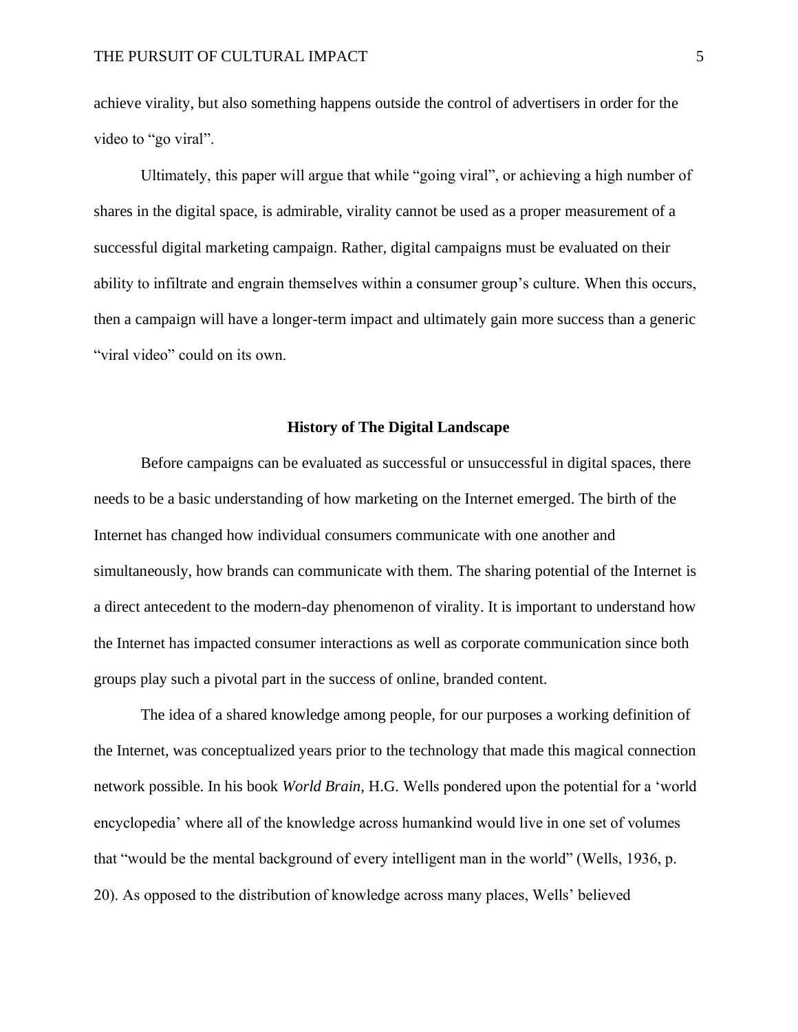achieve virality, but also something happens outside the control of advertisers in order for the video to "go viral".

Ultimately, this paper will argue that while "going viral", or achieving a high number of shares in the digital space, is admirable, virality cannot be used as a proper measurement of a successful digital marketing campaign. Rather, digital campaigns must be evaluated on their ability to infiltrate and engrain themselves within a consumer group's culture. When this occurs, then a campaign will have a longer-term impact and ultimately gain more success than a generic "viral video" could on its own.

## History of The Digital Landscape

Before campaigns can be evaluated as successful or unsuccessful in digital spaces, there needs to be a basic understanding of how marketing on the Internet emerged. The birth of the Internet has changed how individual consumers communicate with one another and simultaneously, how brands can communicate with them. The sharing potential of the Internet is a direct antecedent to the modern-day phenomenon of virality. It is important to understand how the Internet has impacted consumer interactions as well as corporate communication since both groups play such a pivotal part in the success of online, branded content.

The idea of a shared knowledge among people, for our purposes a working definition of the Internet, was conceptualized years prior to the technology that made this magical connection network possible. In his book *World Brain*, H.G. Wells pondered upon the potential for a 'world encyclopedia' where all of the knowledge across humankind would live in one set of volumes that "would be the mental background of every intelligent man in the world" (Wells, 1936, p. 20). As opposed to the distribution of knowledge across many places, Wells' believed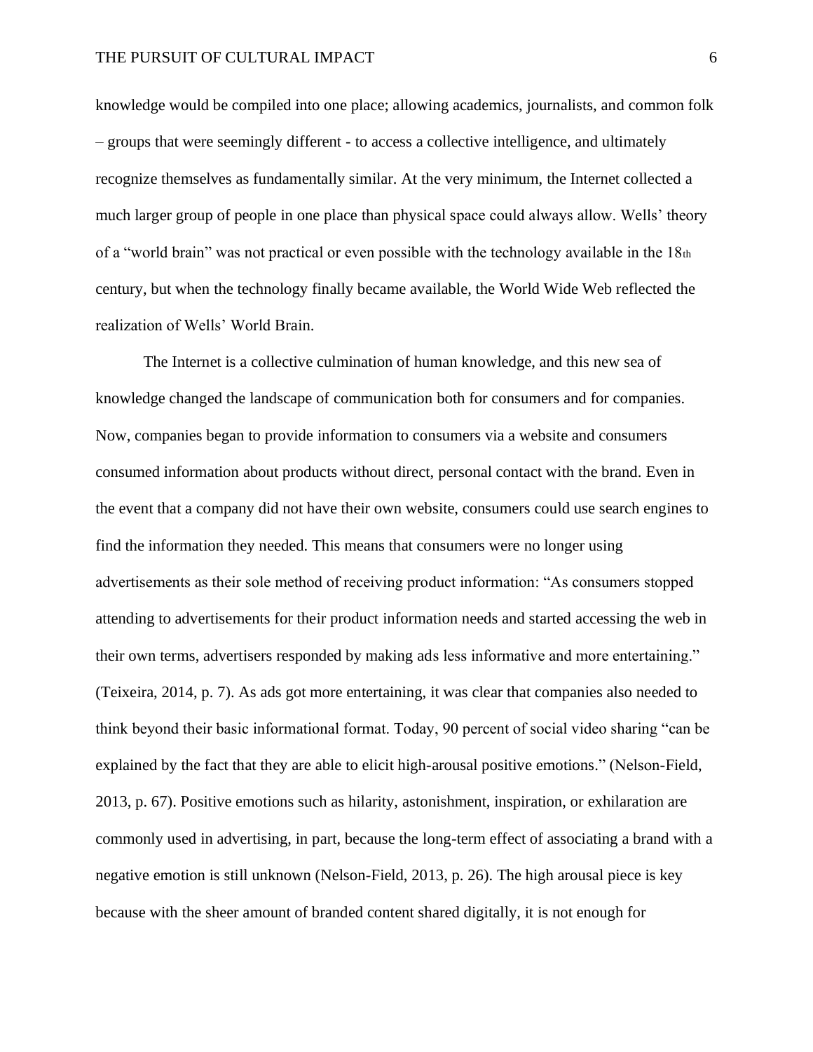knowledge would be compiled into one place; allowing academics, journalists, and common folk – groups that were seemingly different - to access a collective intelligence, and ultimately recognize themselves as fundamentally similar. At the very minimum, the Internet collected a much larger group of people in one place than physical space could always allow. Wells' theory of a "world brain" was not practical or even possible with the technology available in the 18th century, but when the technology finally became available, the World Wide Web reflected the realization of Wells' World Brain.

The Internet is a collective culmination of human knowledge, and this new sea of knowledge changed the landscape of communication both for consumers and for companies. Now, companies began to provide information to consumers via a website and consumers consumed information about products without direct, personal contact with the brand. Even in the event that a company did not have their own website, consumers could use search engines to find the information they needed. This means that consumers were no longer using advertisements as their sole method of receiving product information: "As consumers stopped attending to advertisements for their product information needs and started accessing the web in their own terms, advertisers responded by making ads less informative and more entertaining." (Teixeira, 2014, p. 7). As ads got more entertaining, it was clear that companies also needed to think beyond their basic informational format. Today, 90 percent of social video sharing "can be explained by the fact that they are able to elicit high-arousal positive emotions." (Nelson-Field, 2013, p. 67). Positive emotions such as hilarity, astonishment, inspiration, or exhilaration are commonly used in advertising, in part, because the long-term effect of associating a brand with a negative emotion is still unknown (Nelson-Field, 2013, p. 26). The high arousal piece is key because with the sheer amount of branded content shared digitally, it is not enough for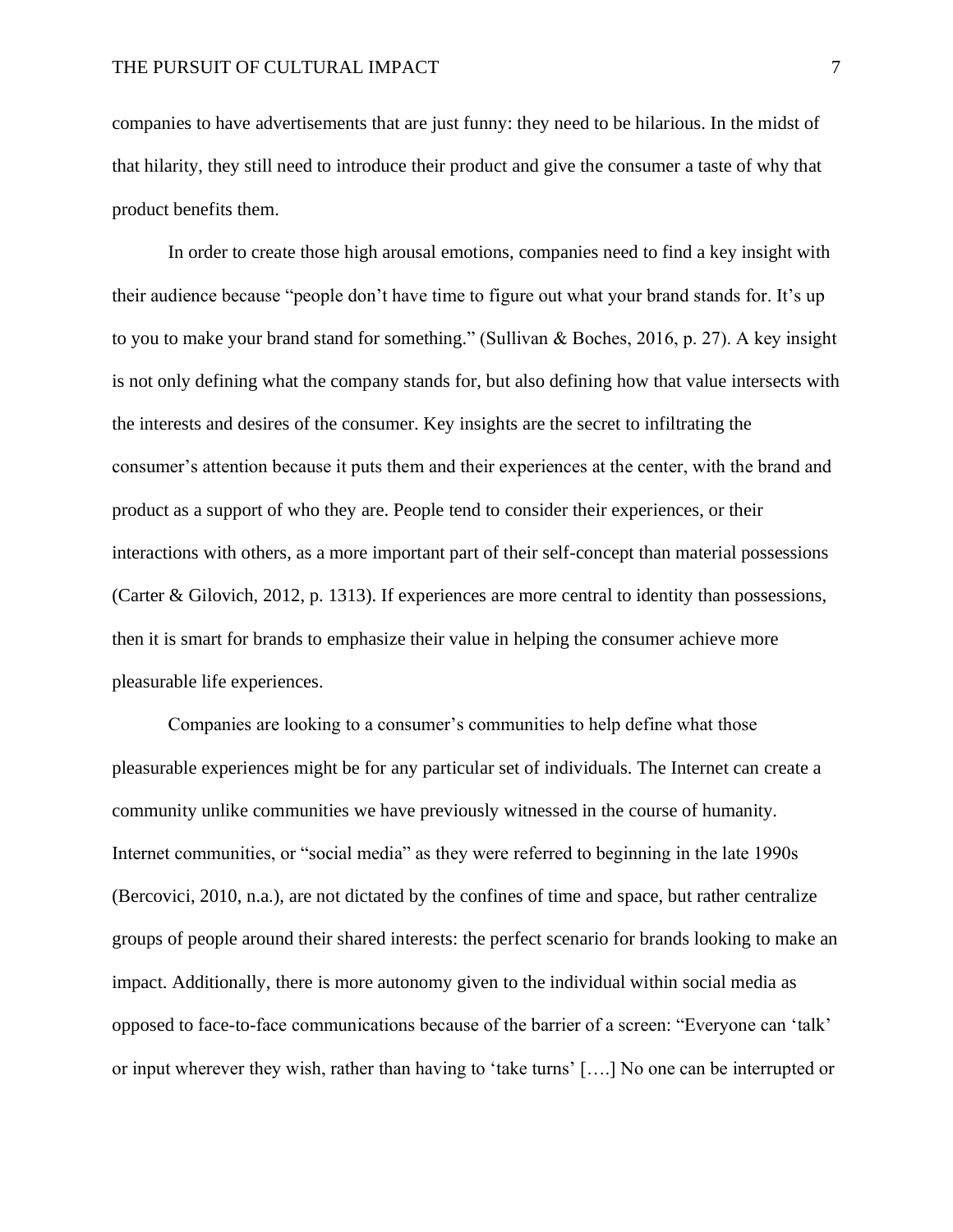companies to have advertisements that are just funny: they need to be hilarious. In the midst of that hilarity, they still need to introduce their product and give the consumer a taste of why that product benefits them.

In order to create those high arousal emotions, companies need to find a key insight with their audience because "people don't have time to figure out what your brand stands for. It's up to you to make your brand stand for something." (Sullivan & Boches, 2016, p. 27). A key insight is not only defining what the company stands for, but also defining how that value intersects with the interests and desires of the consumer. Key insights are the secret to infiltrating the consumer's attention because it puts them and their experiences at the center, with the brand and product as a support of who they are. People tend to consider their experiences, or their interactions with others, as a more important part of their self-concept than material possessions (Carter & Gilovich, 2012, p. 1313). If experiences are more central to identity than possessions, then it is smart for brands to emphasize their value in helping the consumer achieve more pleasurable life experiences.

Companies are looking to a consumer's communities to help define what those pleasurable experiences might be for any particular set of individuals. The Internet can create a community unlike communities we have previously witnessed in the course of humanity. Internet communities, or "social media" as they were referred to beginning in the late 1990s (Bercovici, 2010, n.a.), are not dictated by the confines of time and space, but rather centralize groups of people around their shared interests: the perfect scenario for brands looking to make an impact. Additionally, there is more autonomy given to the individual within social media as opposed to face-to-face communications because of the barrier of a screen: "Everyone can 'talk' or input wherever they wish, rather than having to 'take turns' [….] No one can be interrupted or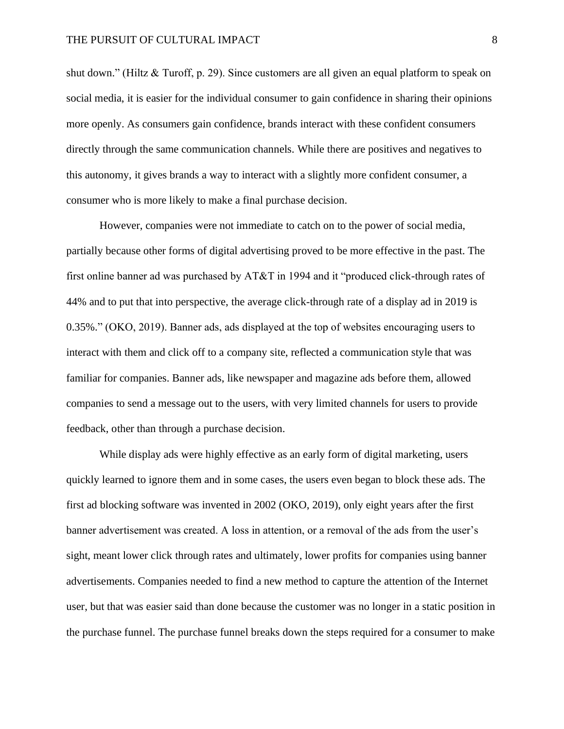shut down." (Hiltz & Turoff, p. 29). Since customers are all given an equal platform to speak on social media, it is easier for the individual consumer to gain confidence in sharing their opinions more openly. As consumers gain confidence, brands interact with these confident consumers directly through the same communication channels. While there are positives and negatives to this autonomy, it gives brands a way to interact with a slightly more confident consumer, a consumer who is more likely to make a final purchase decision.

However, companies were not immediate to catch on to the power of social media, partially because other forms of digital advertising proved to be more effective in the past. The first online banner ad was purchased by AT&T in 1994 and it "produced click-through rates of 44% and to put that into perspective, the average click-through rate of a display ad in 2019 is 0.35%." (OKO, 2019). Banner ads, ads displayed at the top of websites encouraging users to interact with them and click off to a company site, reflected a communication style that was familiar for companies. Banner ads, like newspaper and magazine ads before them, allowed companies to send a message out to the users, with very limited channels for users to provide feedback, other than through a purchase decision.

While display ads were highly effective as an early form of digital marketing, users quickly learned to ignore them and in some cases, the users even began to block these ads. The first ad blocking software was invented in 2002 (OKO, 2019), only eight years after the first banner advertisement was created. A loss in attention, or a removal of the ads from the user's sight, meant lower click through rates and ultimately, lower profits for companies using banner advertisements. Companies needed to find a new method to capture the attention of the Internet user, but that was easier said than done because the customer was no longer in a static position in the purchase funnel. The purchase funnel breaks down the steps required for a consumer to make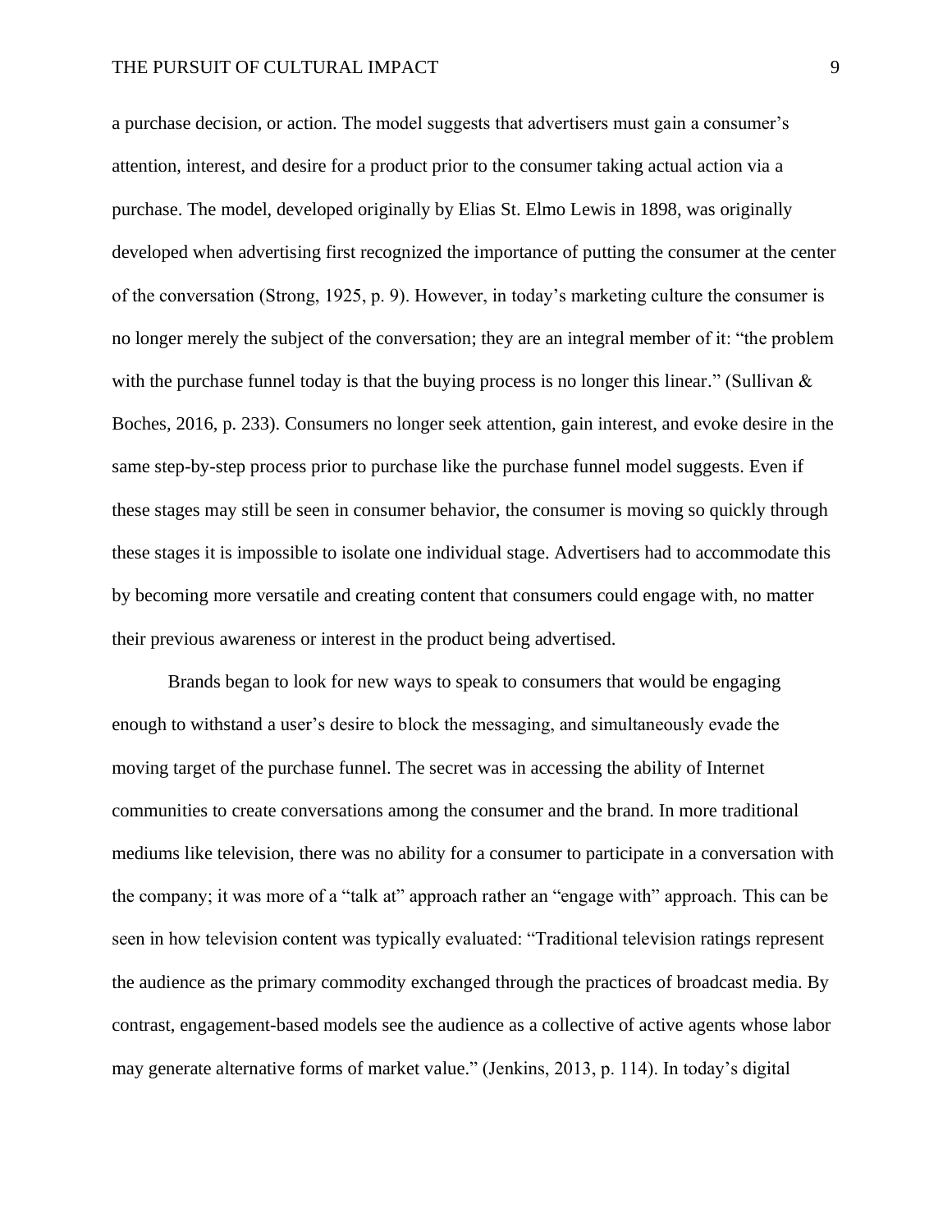a purchase decision, or action. The model suggests that advertisers must gain a consumer's attention, interest, and desire for a product prior to the consumer taking actual action via a purchase. The model, developed originally by Elias St. Elmo Lewis in 1898, was originally developed when advertising first recognized the importance of putting the consumer at the center of the conversation (Strong, 1925, p. 9). However, in today's marketing culture the consumer is no longer merely the subject of the conversation; they are an integral member of it: "the problem with the purchase funnel today is that the buying process is no longer this linear." (Sullivan & Boches, 2016, p. 233). Consumers no longer seek attention, gain interest, and evoke desire in the same step-by-step process prior to purchase like the purchase funnel model suggests. Even if these stages may still be seen in consumer behavior, the consumer is moving so quickly through these stages it is impossible to isolate one individual stage. Advertisers had to accommodate this by becoming more versatile and creating content that consumers could engage with, no matter their previous awareness or interest in the product being advertised.

Brands began to look for new ways to speak to consumers that would be engaging enough to withstand a user's desire to block the messaging, and simultaneously evade the moving target of the purchase funnel. The secret was in accessing the ability of Internet communities to create conversations among the consumer and the brand. In more traditional mediums like television, there was no ability for a consumer to participate in a conversation with the company; it was more of a "talk at" approach rather an "engage with" approach. This can be seen in how television content was typically evaluated: "Traditional television ratings represent the audience as the primary commodity exchanged through the practices of broadcast media. By contrast, engagement-based models see the audience as a collective of active agents whose labor may generate alternative forms of market value." (Jenkins, 2013, p. 114). In today's digital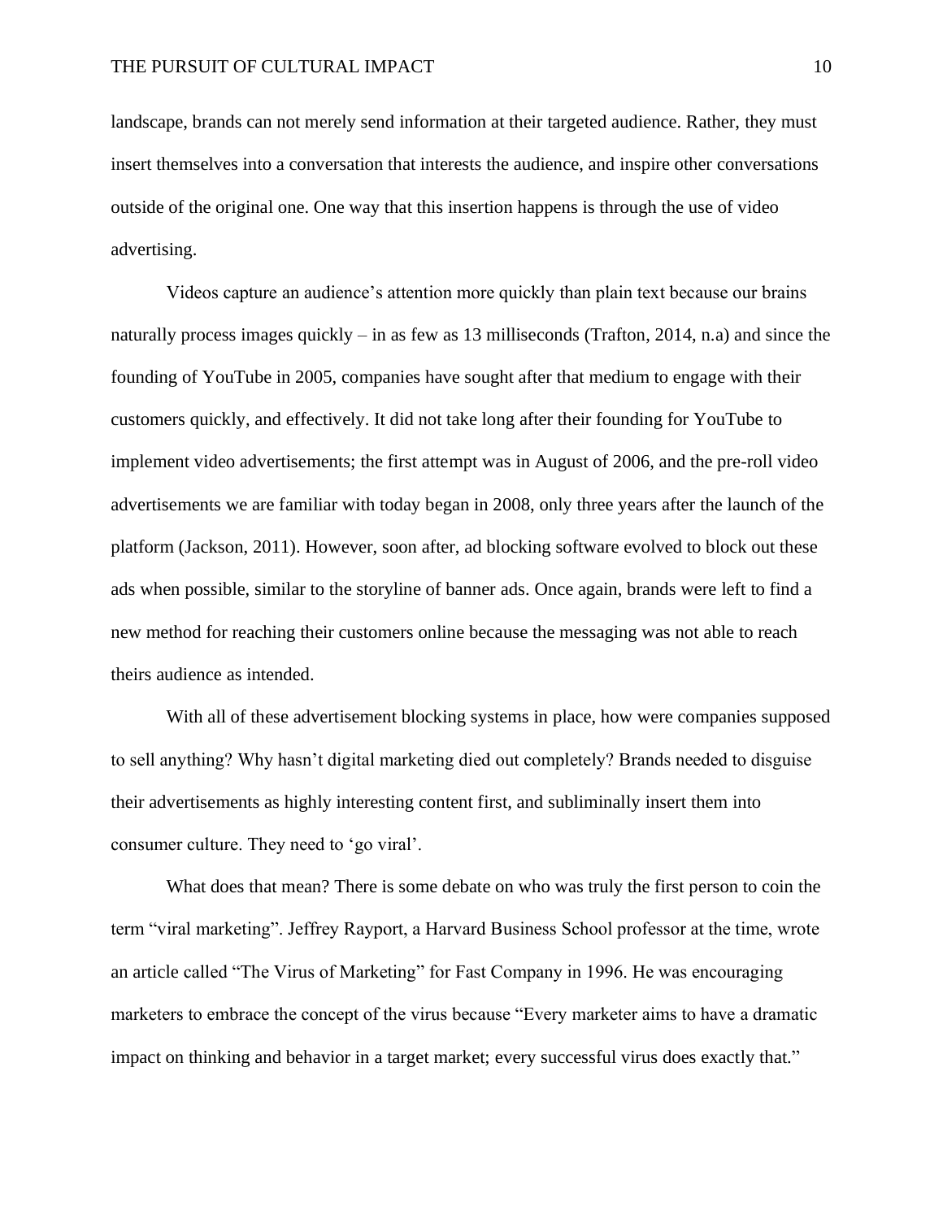landscape, brands can not merely send information at their targeted audience. Rather, they must insert themselves into a conversation that interests the audience, and inspire other conversations outside of the original one. One way that this insertion happens is through the use of video advertising.

Videos capture an audience's attention more quickly than plain text because our brains naturally process images quickly – in as few as 13 milliseconds (Trafton, 2014, n.a) and since the founding of YouTube in 2005, companies have sought after that medium to engage with their customers quickly, and effectively. It did not take long after their founding for YouTube to implement video advertisements; the first attempt was in August of 2006, and the pre-roll video advertisements we are familiar with today began in 2008, only three years after the launch of the platform (Jackson, 2011). However, soon after, ad blocking software evolved to block out these ads when possible, similar to the storyline of banner ads. Once again, brands were left to find a new method for reaching their customers online because the messaging was not able to reach theirs audience as intended.

With all of these advertisement blocking systems in place, how were companies supposed to sell anything? Why hasn't digital marketing died out completely? Brands needed to disguise their advertisements as highly interesting content first, and subliminally insert them into consumer culture. They need to 'go viral'.

What does that mean? There is some debate on who was truly the first person to coin the term "viral marketing". Jeffrey Rayport, a Harvard Business School professor at the time, wrote an article called "The Virus of Marketing" for Fast Company in 1996. He was encouraging marketers to embrace the concept of the virus because "Every marketer aims to have a dramatic impact on thinking and behavior in a target market; every successful virus does exactly that."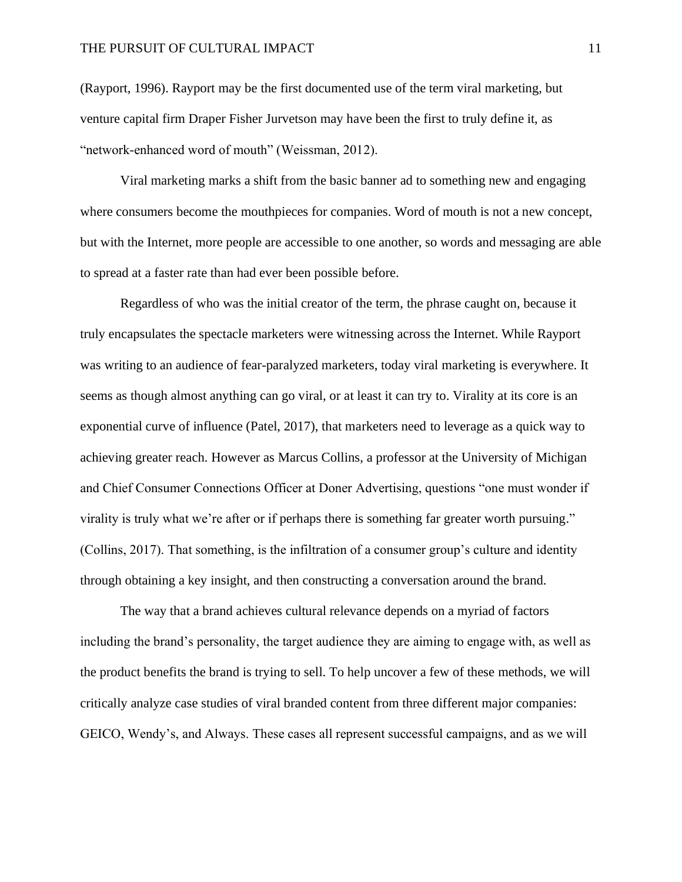(Rayport, 1996). Rayport may be the first documented use of the term viral marketing, but venture capital firm Draper Fisher Jurvetson may have been the first to truly define it, as "network-enhanced word of mouth" (Weissman, 2012).

Viral marketing marks a shift from the basic banner ad to something new and engaging where consumers become the mouthpieces for companies. Word of mouth is not a new concept, but with the Internet, more people are accessible to one another, so words and messaging are able to spread at a faster rate than had ever been possible before.

Regardless of who was the initial creator of the term, the phrase caught on, because it truly encapsulates the spectacle marketers were witnessing across the Internet. While Rayport was writing to an audience of fear-paralyzed marketers, today viral marketing is everywhere. It seems as though almost anything can go viral, or at least it can try to. Virality at its core is an exponential curve of influence (Patel, 2017), that marketers need to leverage as a quick way to achieving greater reach. However as Marcus Collins, a professor at the University of Michigan and Chief Consumer Connections Officer at Doner Advertising, questions "one must wonder if virality is truly what we're after or if perhaps there is something far greater worth pursuing." (Collins, 2017). That something, is the infiltration of a consumer group's culture and identity through obtaining a key insight, and then constructing a conversation around the brand.

The way that a brand achieves cultural relevance depends on a myriad of factors including the brand's personality, the target audience they are aiming to engage with, as well as the product benefits the brand is trying to sell. To help uncover a few of these methods, we will critically analyze case studies of viral branded content from three different major companies: GEICO, Wendy's, and Always. These cases all represent successful campaigns, and as we will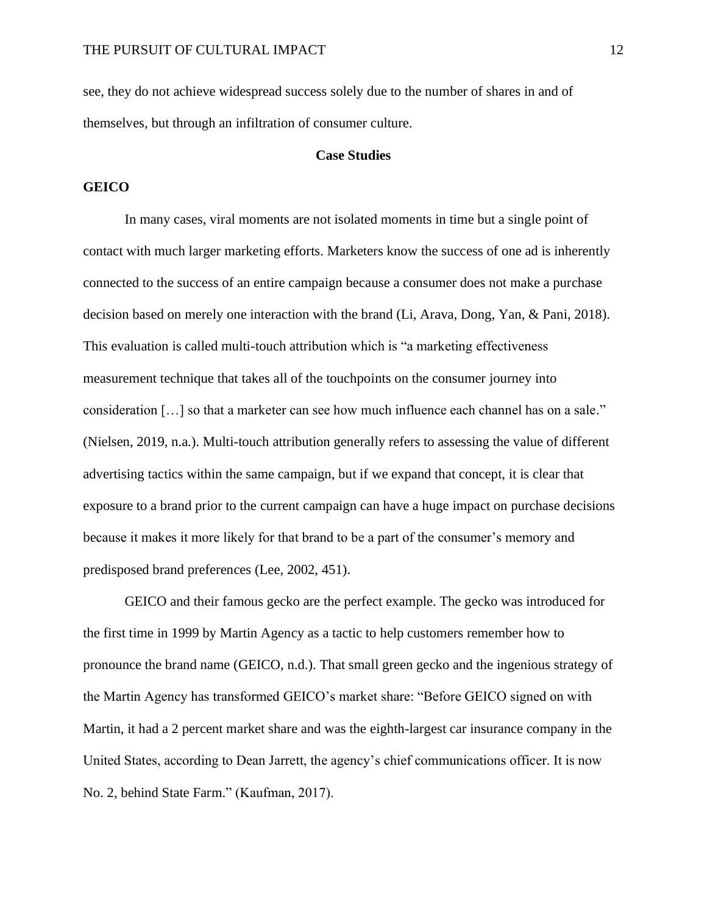see, they do not achieve widespread success solely due to the number of shares in and of themselves, but through an infiltration of consumer culture.

## Case Studies

### GEICO

In many cases, viral moments are not isolated moments in time but a single point of contact with much larger marketing efforts. Marketers know the success of one ad is inherently connected to the success of an entire campaign because a consumer does not make a purchase decision based on merely one interaction with the brand (Li, Arava, Dong, Yan, & Pani, 2018). This evaluation is called multi-touch attribution which is "a marketing effectiveness measurement technique that takes all of the touchpoints on the consumer journey into consideration […] so that a marketer can see how much influence each channel has on a sale." (Nielsen, 2019, n.a.). Multi-touch attribution generally refers to assessing the value of different advertising tactics within the same campaign, but if we expand that concept, it is clear that exposure to a brand prior to the current campaign can have a huge impact on purchase decisions because it makes it more likely for that brand to be a part of the consumer's memory and predisposed brand preferences (Lee, 2002, 451).

GEICO and their famous gecko are the perfect example. The gecko was introduced for the first time in 1999 by Martin Agency as a tactic to help customers remember how to pronounce the brand name (GEICO, n.d.). That small green gecko and the ingenious strategy of the Martin Agency has transformed GEICO's market share: "Before GEICO signed on with Martin, it had a 2 percent market share and was the eighth-largest car insurance company in the United States, according to Dean Jarrett, the agency's chief communications officer. It is now No. 2, behind State Farm." (Kaufman, 2017).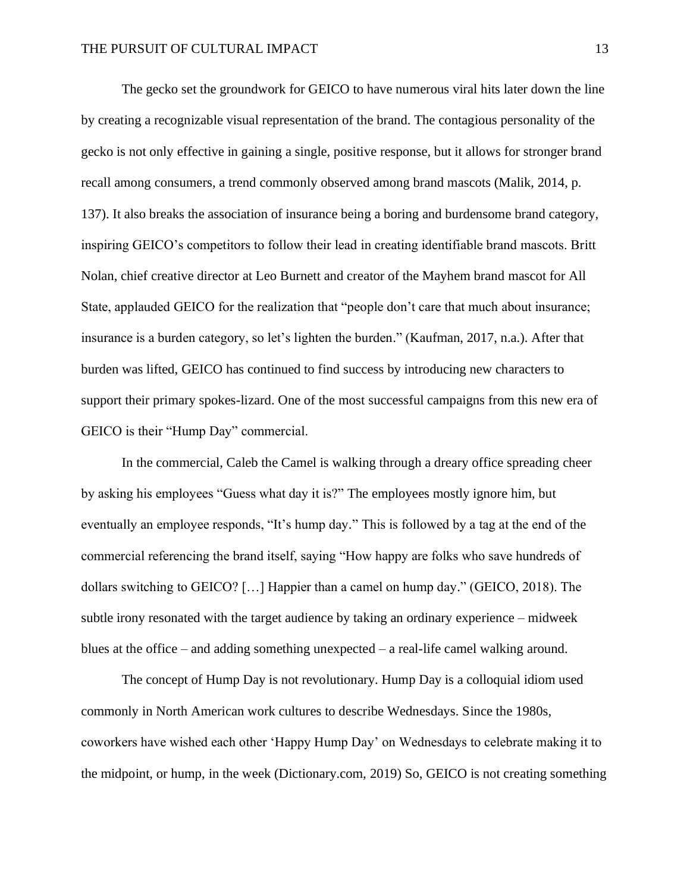The gecko set the groundwork for GEICO to have numerous viral hits later down the line by creating a recognizable visual representation of the brand. The contagious personality of the gecko is not only effective in gaining a single, positive response, but it allows for stronger brand recall among consumers, a trend commonly observed among brand mascots (Malik, 2014, p. 137). It also breaks the association of insurance being a boring and burdensome brand category, inspiring GEICO's competitors to follow their lead in creating identifiable brand mascots. Britt Nolan, chief creative director at Leo Burnett and creator of the Mayhem brand mascot for All State, applauded GEICO for the realization that "people don't care that much about insurance; insurance is a burden category, so let's lighten the burden." (Kaufman, 2017, n.a.). After that burden was lifted, GEICO has continued to find success by introducing new characters to support their primary spokes-lizard. One of the most successful campaigns from this new era of GEICO is their "Hump Day" commercial.

In the commercial, Caleb the Camel is walking through a dreary office spreading cheer by asking his employees "Guess what day it is?" The employees mostly ignore him, but eventually an employee responds, "It's hump day." This is followed by a tag at the end of the commercial referencing the brand itself, saying "How happy are folks who save hundreds of dollars switching to GEICO? […] Happier than a camel on hump day." (GEICO, 2018). The subtle irony resonated with the target audience by taking an ordinary experience – midweek blues at the office – and adding something unexpected – a real-life camel walking around.

The concept of Hump Day is not revolutionary. Hump Day is a colloquial idiom used commonly in North American work cultures to describe Wednesdays. Since the 1980s, coworkers have wished each other 'Happy Hump Day' on Wednesdays to celebrate making it to the midpoint, or hump, in the week (Dictionary.com, 2019) So, GEICO is not creating something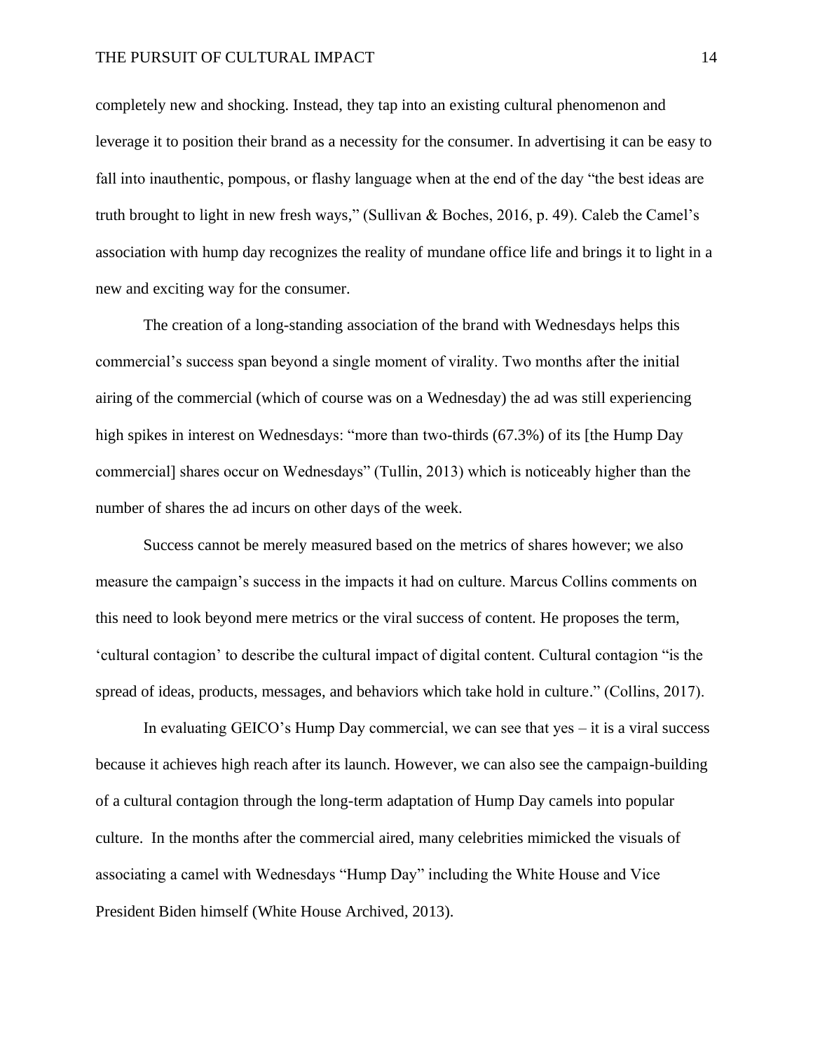completely new and shocking. Instead, they tap into an existing cultural phenomenon and leverage it to position their brand as a necessity for the consumer. In advertising it can be easy to fall into inauthentic, pompous, or flashy language when at the end of the day "the best ideas are truth brought to light in new fresh ways," (Sullivan & Boches, 2016, p. 49). Caleb the Camel's association with hump day recognizes the reality of mundane office life and brings it to light in a new and exciting way for the consumer.

The creation of a long-standing association of the brand with Wednesdays helps this commercial's success span beyond a single moment of virality. Two months after the initial airing of the commercial (which of course was on a Wednesday) the ad was still experiencing high spikes in interest on Wednesdays: "more than two-thirds (67.3%) of its [the Hump Day commercial] shares occur on Wednesdays" (Tullin, 2013) which is noticeably higher than the number of shares the ad incurs on other days of the week.

Success cannot be merely measured based on the metrics of shares however; we also measure the campaign's success in the impacts it had on culture. Marcus Collins comments on this need to look beyond mere metrics or the viral success of content. He proposes the term, 'cultural contagion' to describe the cultural impact of digital content. Cultural contagion "is the spread of ideas, products, messages, and behaviors which take hold in culture." (Collins, 2017).

In evaluating GEICO's Hump Day commercial, we can see that yes – it is a viral success because it achieves high reach after its launch. However, we can also see the campaign-building of a cultural contagion through the long-term adaptation of Hump Day camels into popular culture. In the months after the commercial aired, many celebrities mimicked the visuals of associating a camel with Wednesdays "Hump Day" including the White House and Vice President Biden himself (White House Archived, 2013).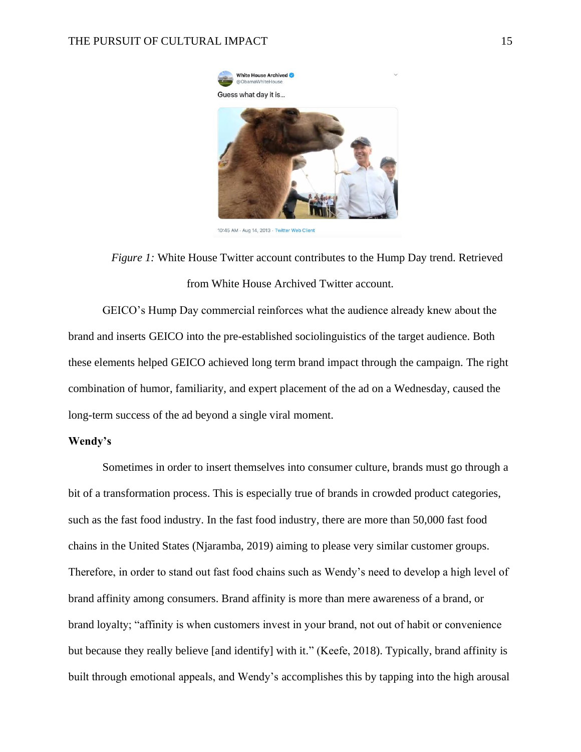*Figure 1:* White House Twitter account contributes to the Hump Day trend. Retrieved from White House Archived Twitter account.

GEICO's Hump Day commercial reinforces what the audience already knew about the brand and inserts GEICO into the pre-established sociolinguistics of the target audience. Both these elements helped GEICO achieved long term brand impact through the campaign. The right combination of humor, familiarity, and expert placement of the ad on a Wednesday, caused the long-term success of the ad beyond a single viral moment.

**Wendy's**

Sometimes in order to insert themselves into consumer culture, brands must go through a bit of a transformation process. This is especially true of brands in crowded product categories, such as the fast food industry. In the fast food industry, there are more than 50,000 fast food chains in the United States (Njaramba, 2019) aiming to please very similar customer groups. Therefore, in order to stand out fast food chains such as Wendy's need to develop a high level of brand affinity among consumers. Brand affinity is more than mere awareness of a brand, or brand loyalty; "affinity is when customers invest in your brand, not out of habit or convenience but because they really believe [and identify] with it." (Keefe, 2018). Typically, brand affinity is built through emotional appeals, and Wendy's accomplishes this by tapping into the high arousal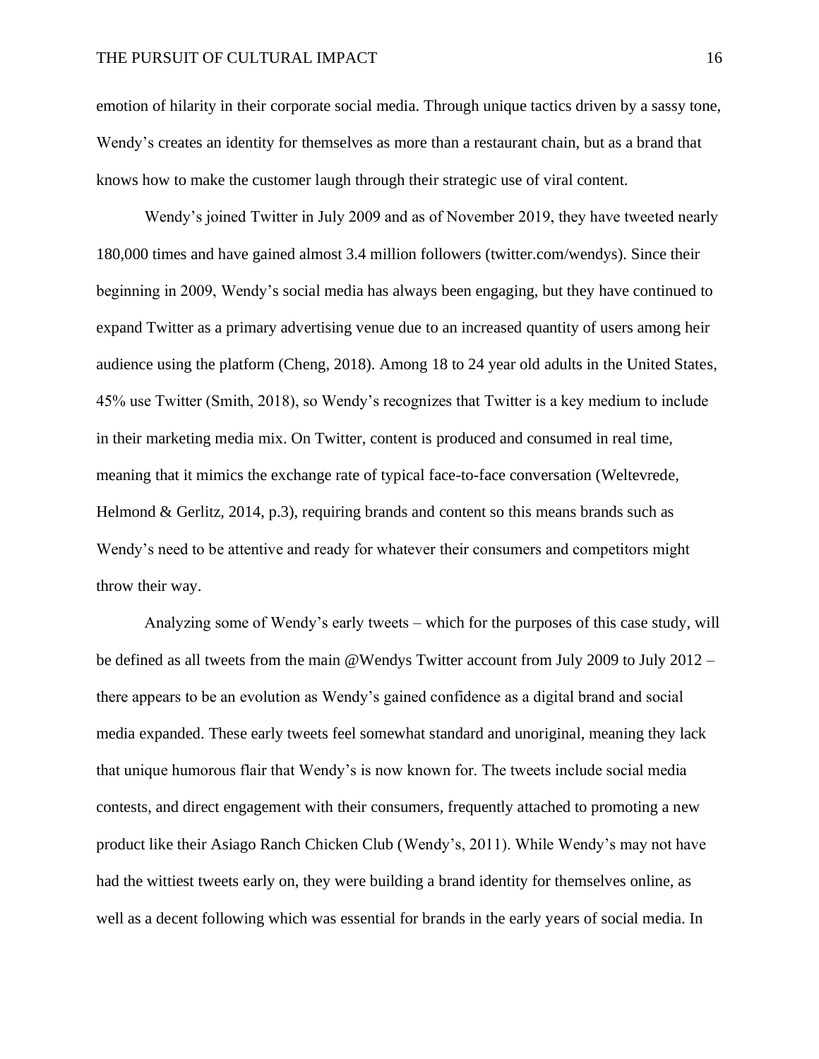emotion of hilarity in their corporate social media. Through unique tactics driven by a sassy tone, Wendy's creates an identity for themselves as more than a restaurant chain, but as a brand that knows how to make the customer laugh through their strategic use of viral content.

Wendy's joined Twitter in July 2009 and as of November 2019, they have tweeted nearly 180,000 times and have gained almost 3.4 million followers (twitter.com/wendys). Since their beginning in 2009, Wendy's social media has always been engaging, but they have continued to expand Twitter as a primary advertising venue due to an increased quantity of users among heir audience using the platform (Cheng, 2018). Among 18 to 24 year old adults in the United States, 45% use Twitter (Smith, 2018), so Wendy's recognizes that Twitter is a key medium to include in their marketing media mix. On Twitter, content is produced and consumed in real time, meaning that it mimics the exchange rate of typical face-to-face conversation (Weltevrede, Helmond & Gerlitz, 2014, p.3), requiring brands and content so this means brands such as Wendy's need to be attentive and ready for whatever their consumers and competitors might throw their way.

Analyzing some of Wendy's early tweets – which for the purposes of this case study, will be defined as all tweets from the main @Wendys Twitter account from July 2009 to July 2012 – there appears to be an evolution as Wendy's gained confidence as a digital brand and social media expanded. These early tweets feel somewhat standard and unoriginal, meaning they lack that unique humorous flair that Wendy's is now known for. The tweets include social media contests, and direct engagement with their consumers, frequently attached to promoting a new product like their Asiago Ranch Chicken Club (Wendy's, 2011). While Wendy's may not have had the wittiest tweets early on, they were building a brand identity for themselves online, as well as a decent following which was essential for brands in the early years of social media. In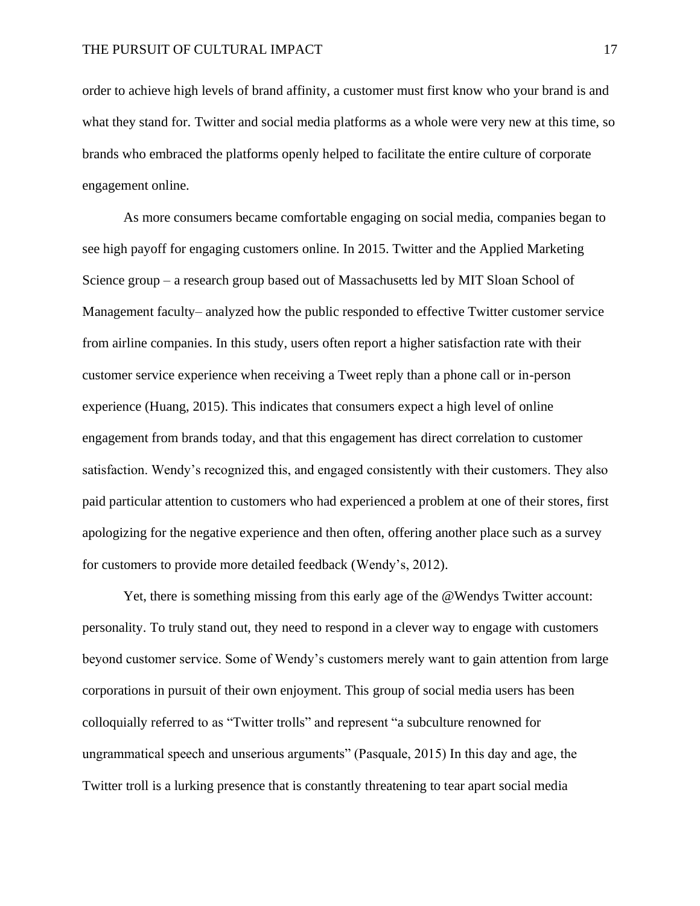order to achieve high levels of brand affinity, a customer must first know who your brand is and what they stand for. Twitter and social media platforms as a whole were very new at this time, so brands who embraced the platforms openly helped to facilitate the entire culture of corporate engagement online.

As more consumers became comfortable engaging on social media, companies began to see high payoff for engaging customers online. In 2015. Twitter and the Applied Marketing Science group – a research group based out of Massachusetts led by MIT Sloan School of Management faculty– analyzed how the public responded to effective Twitter customer service from airline companies. In this study, users often report a higher satisfaction rate with their customer service experience when receiving a Tweet reply than a phone call or in-person experience (Huang, 2015). This indicates that consumers expect a high level of online engagement from brands today, and that this engagement has direct correlation to customer satisfaction. Wendy's recognized this, and engaged consistently with their customers. They also paid particular attention to customers who had experienced a problem at one of their stores, first apologizing for the negative experience and then often, offering another place such as a survey for customers to provide more detailed feedback (Wendy's, 2012).

Yet, there is something missing from this early age of the @Wendys Twitter account: personality. To truly stand out, they need to respond in a clever way to engage with customers beyond customer service. Some of Wendy's customers merely want to gain attention from large corporations in pursuit of their own enjoyment. This group of social media users has been colloquially referred to as "Twitter trolls" and represent "a subculture renowned for ungrammatical speech and unserious arguments" (Pasquale, 2015) In this day and age, the Twitter troll is a lurking presence that is constantly threatening to tear apart social media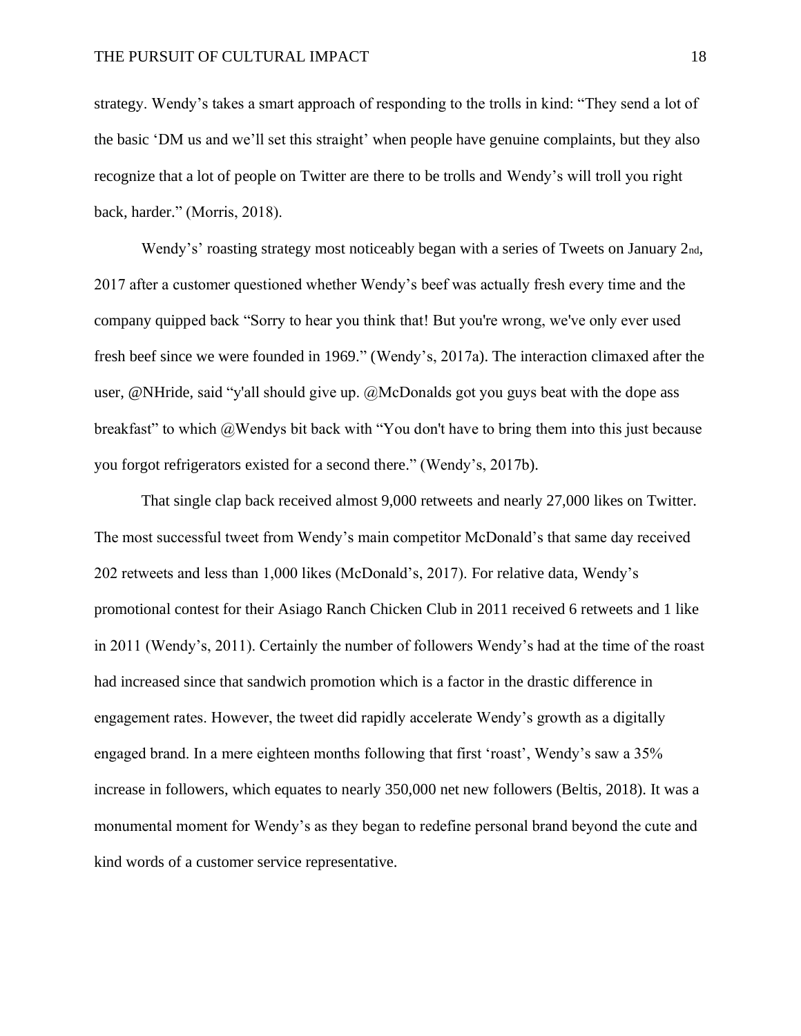strategy. Wendy's takes a smart approach of responding to the trolls in kind: "They send a lot of the basic 'DM us and we'll set this straight' when people have genuine complaints, but they also recognize that a lot of people on Twitter are there to be trolls and Wendy's will troll you right back, harder." (Morris, 2018).

Wendy's' roasting strategy most noticeably began with a series of Tweets on January 2nd, 2017 after a customer questioned whether Wendy's beef was actually fresh every time and the company quipped back "Sorry to hear you think that! But you're wrong, we've only ever used fresh beef since we were founded in 1969." (Wendy's, 2017a). The interaction climaxed after the user, @NHride, said "y'all should give up. @McDonalds got you guys beat with the dope ass breakfast" to which @Wendys bit back with "You don't have to bring them into this just because you forgot refrigerators existed for a second there." (Wendy's, 2017b).

That single clap back received almost 9,000 retweets and nearly 27,000 likes on Twitter. The most successful tweet from Wendy's main competitor McDonald's that same day received 202 retweets and less than 1,000 likes (McDonald's, 2017). For relative data, Wendy's promotional contest for their Asiago Ranch Chicken Club in 2011 received 6 retweets and 1 like in 2011 (Wendy's, 2011). Certainly the number of followers Wendy's had at the time of the roast had increased since that sandwich promotion which is a factor in the drastic difference in engagement rates. However, the tweet did rapidly accelerate Wendy's growth as a digitally engaged brand. In a mere eighteen months following that first 'roast', Wendy's saw a 35% increase in followers, which equates to nearly 350,000 net new followers (Beltis, 2018). It was a monumental moment for Wendy's as they began to redefine personal brand beyond the cute and kind words of a customer service representative.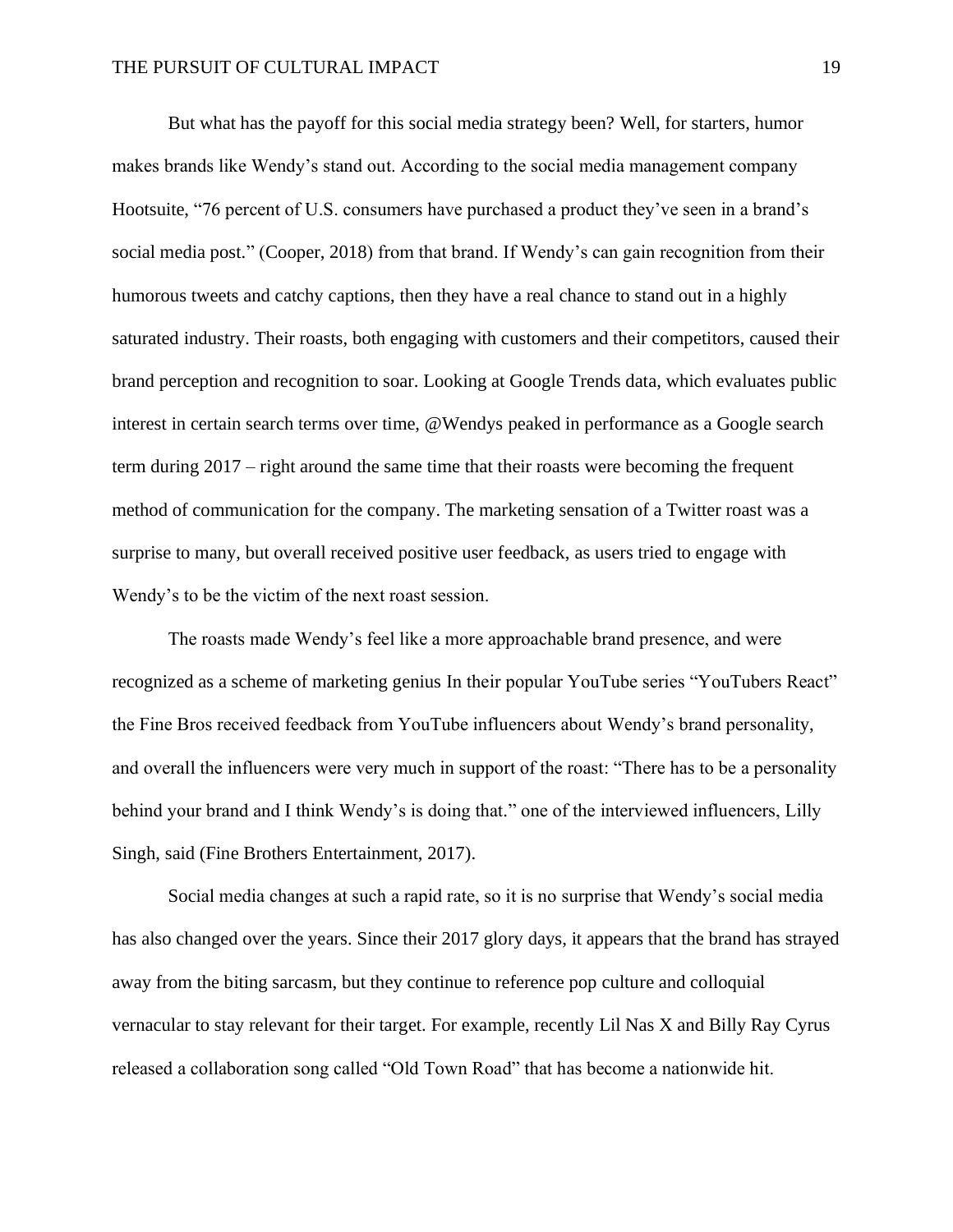But what has the payoff for this social media strategy been? Well, for starters, humor makes brands like Wendy's stand out. According to the social media management company Hootsuite, "76 percent of U.S. consumers have purchased a product they've seen in a brand's social media post." (Cooper, 2018) from that brand. If Wendy's can gain recognition from their humorous tweets and catchy captions, then they have a real chance to stand out in a highly saturated industry. Their roasts, both engaging with customers and their competitors, caused their brand perception and recognition to soar. Looking at Google Trends data, which evaluates public interest in certain search terms over time, @Wendys peaked in performance as a Google search term during 2017 – right around the same time that their roasts were becoming the frequent method of communication for the company. The marketing sensation of a Twitter roast was a surprise to many, but overall received positive user feedback, as users tried to engage with Wendy's to be the victim of the next roast session.

The roasts made Wendy's feel like a more approachable brand presence, and were recognized as a scheme of marketing genius In their popular YouTube series "YouTubers React" the Fine Bros received feedback from YouTube influencers about Wendy's brand personality, and overall the influencers were very much in support of the roast: "There has to be a personality behind your brand and I think Wendy's is doing that." one of the interviewed influencers, Lilly Singh, said (Fine Brothers Entertainment, 2017).

Social media changes at such a rapid rate, so it is no surprise that Wendy's social media has also changed over the years. Since their 2017 glory days, it appears that the brand has strayed away from the biting sarcasm, but they continue to reference pop culture and colloquial vernacular to stay relevant for their target. For example, recently Lil Nas X and Billy Ray Cyrus released a collaboration song called "Old Town Road" that has become a nationwide hit.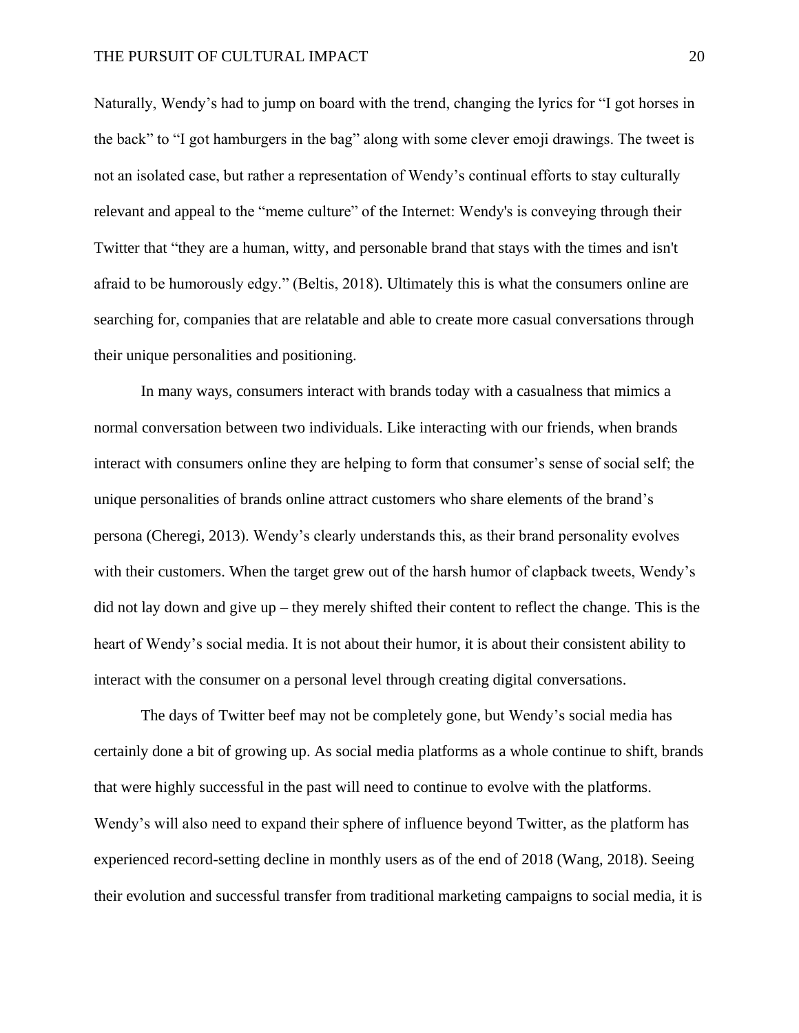Naturally, Wendy's had to jump on board with the trend, changing the lyrics for "I got horses in the back" to "I got hamburgers in the bag" along with some clever emoji drawings. The tweet is not an isolated case, but rather a representation of Wendy's continual efforts to stay culturally relevant and appeal to the "meme culture" of the Internet: Wendy's is conveying through their Twitter that "they are a human, witty, and personable brand that stays with the times and isn't afraid to be humorously edgy." (Beltis, 2018). Ultimately this is what the consumers online are searching for, companies that are relatable and able to create more casual conversations through their unique personalities and positioning.

In many ways, consumers interact with brands today with a casualness that mimics a normal conversation between two individuals. Like interacting with our friends, when brands interact with consumers online they are helping to form that consumer's sense of social self; the unique personalities of brands online attract customers who share elements of the brand's persona (Cheregi, 2013). Wendy's clearly understands this, as their brand personality evolves with their customers. When the target grew out of the harsh humor of clapback tweets, Wendy's did not lay down and give up – they merely shifted their content to reflect the change. This is the heart of Wendy's social media. It is not about their humor, it is about their consistent ability to interact with the consumer on a personal level through creating digital conversations.

The days of Twitter beef may not be completely gone, but Wendy's social media has certainly done a bit of growing up. As social media platforms as a whole continue to shift, brands that were highly successful in the past will need to continue to evolve with the platforms. Wendy's will also need to expand their sphere of influence beyond Twitter, as the platform has experienced record-setting decline in monthly users as of the end of 2018 (Wang, 2018). Seeing their evolution and successful transfer from traditional marketing campaigns to social media, it is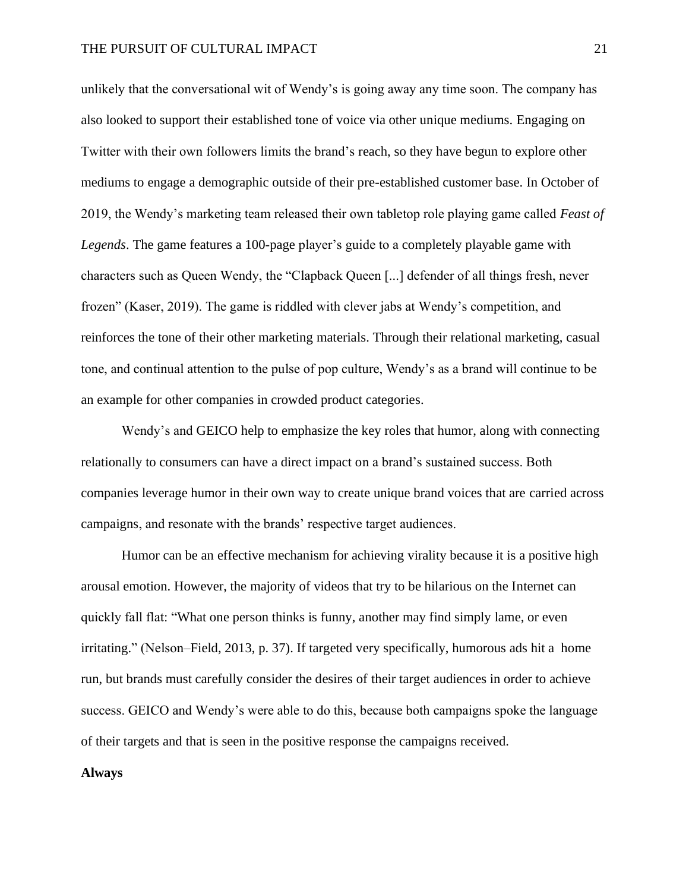unlikely that the conversational wit of Wendy's is going away any time soon. The company has also looked to support their established tone of voice via other unique mediums. Engaging on Twitter with their own followers limits the brand's reach, so they have begun to explore other mediums to engage a demographic outside of their pre-established customer base. In October of 2019, the Wendy's marketing team released their own tabletop role playing game called *Feast of Legends*. The game features a 100-page player's guide to a completely playable game with characters such as Queen Wendy, the "Clapback Queen [...] defender of all things fresh, never frozen" (Kaser, 2019). The game is riddled with clever jabs at Wendy's competition, and reinforces the tone of their other marketing materials. Through their relational marketing, casual tone, and continual attention to the pulse of pop culture, Wendy's as a brand will continue to be an example for other companies in crowded product categories.

Wendy's and GEICO help to emphasize the key roles that humor, along with connecting relationally to consumers can have a direct impact on a brand's sustained success. Both companies leverage humor in their own way to create unique brand voices that are carried across campaigns, and resonate with the brands' respective target audiences.

Humor can be an effective mechanism for achieving virality because it is a positive high arousal emotion. However, the majority of videos that try to be hilarious on the Internet can quickly fall flat: "What one person thinks is funny, another may find simply lame, or even irritating." (Nelson–Field, 2013, p. 37). If targeted very specifically, humorous ads hit a home run, but brands must carefully consider the desires of their target audiences in order to achieve success. GEICO and Wendy's were able to do this, because both campaigns spoke the language of their targets and that is seen in the positive response the campaigns received.

**Always**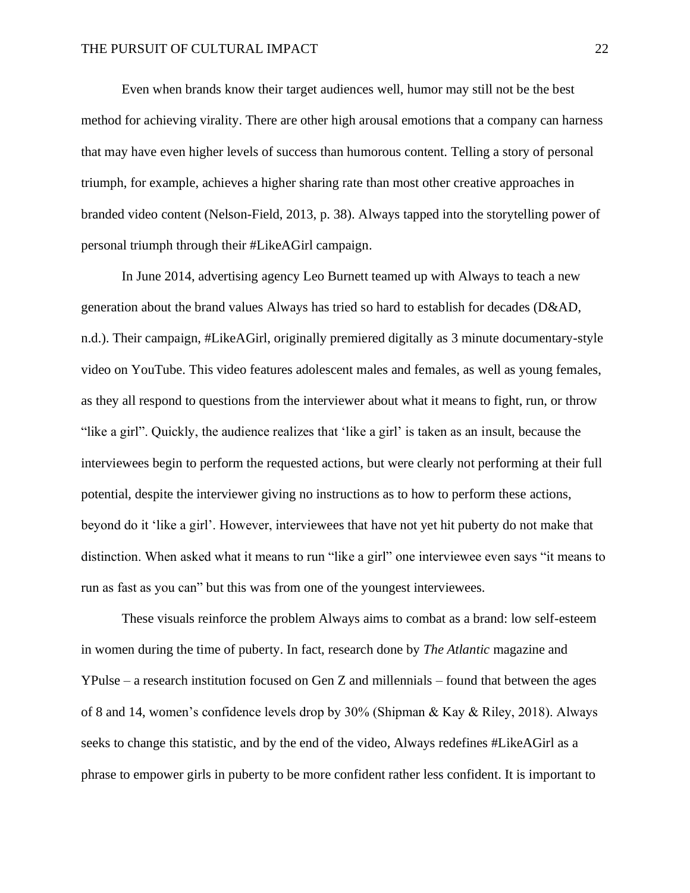Even when brands know their target audiences well, humor may still not be the best method for achieving virality. There are other high arousal emotions that a company can harness that may have even higher levels of success than humorous content. Telling a story of personal triumph, for example, achieves a higher sharing rate than most other creative approaches in branded video content (Nelson-Field, 2013, p. 38). Always tapped into the storytelling power of personal triumph through their #LikeAGirl campaign.

In June 2014, advertising agency Leo Burnett teamed up with Always to teach a new generation about the brand values Always has tried so hard to establish for decades (D&AD, n.d.). Their campaign, #LikeAGirl, originally premiered digitally as 3 minute documentary-style video on YouTube. This video features adolescent males and females, as well as young females, as they all respond to questions from the interviewer about what it means to fight, run, or throw "like a girl". Quickly, the audience realizes that 'like a girl' is taken as an insult, because the interviewees begin to perform the requested actions, but were clearly not performing at their full potential, despite the interviewer giving no instructions as to how to perform these actions, beyond do it 'like a girl'. However, interviewees that have not yet hit puberty do not make that distinction. When asked what it means to run "like a girl" one interviewee even says "it means to run as fast as you can" but this was from one of the youngest interviewees.

These visuals reinforce the problem Always aims to combat as a brand: low self-esteem in women during the time of puberty. In fact, research done by *The Atlantic* magazine and YPulse – a research institution focused on Gen Z and millennials – found that between the ages of 8 and 14, women's confidence levels drop by 30% (Shipman & Kay & Riley, 2018). Always seeks to change this statistic, and by the end of the video, Always redefines #LikeAGirl as a phrase to empower girls in puberty to be more confident rather less confident. It is important to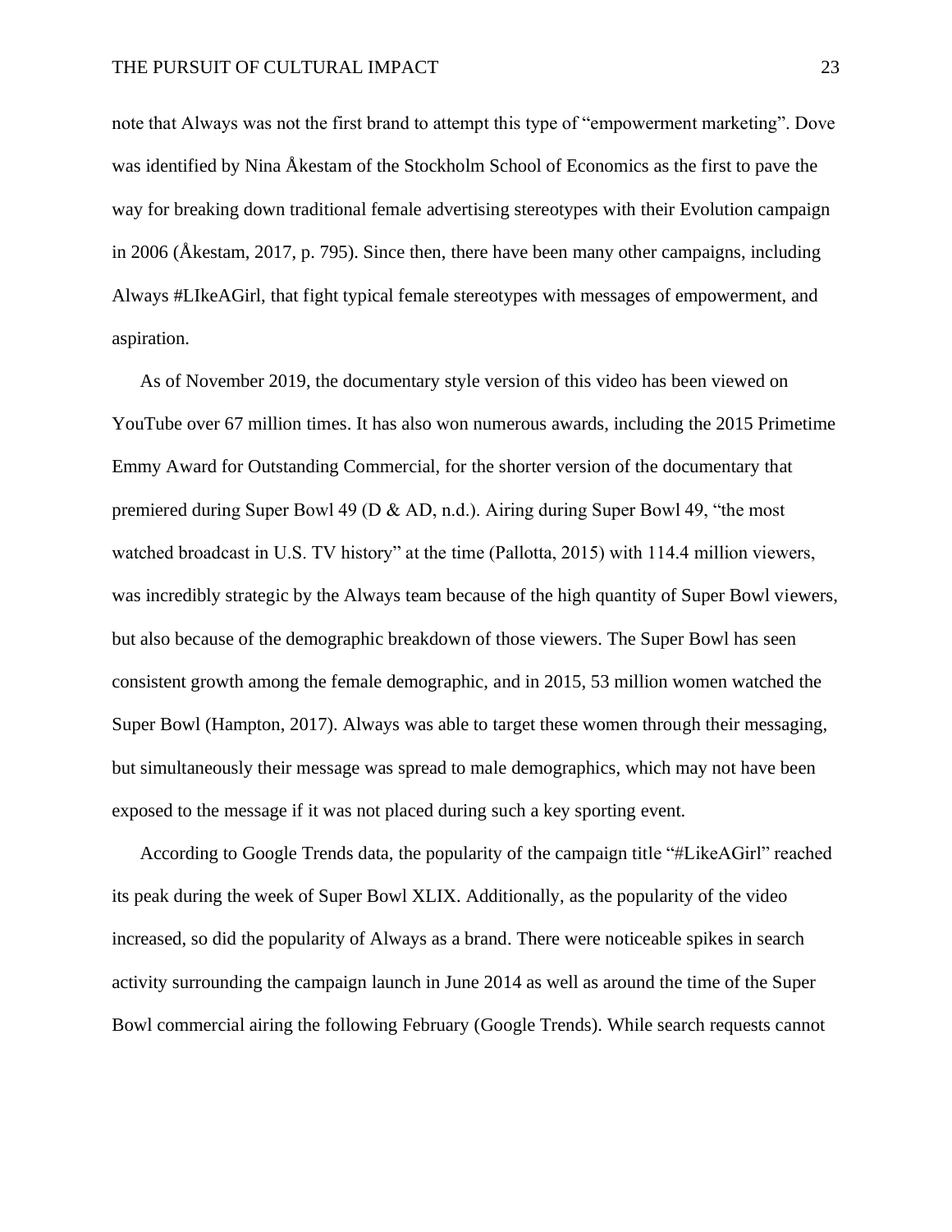note that Always was not the first brand to attempt this type of "empowerment marketing". Dove was identified by Nina Åkestam of the Stockholm School of Economics as the first to pave the way for breaking down traditional female advertising stereotypes with their Evolution campaign in 2006 (Åkestam, 2017, p. 795). Since then, there have been many other campaigns, including Always #LIkeAGirl, that fight typical female stereotypes with messages of empowerment, and aspiration.

As of November 2019, the documentary style version of this video has been viewed on YouTube over 67 million times. It has also won numerous awards, including the 2015 Primetime Emmy Award for Outstanding Commercial, for the shorter version of the documentary that premiered during Super Bowl 49 (D & AD, n.d.). Airing during Super Bowl 49, "the most watched broadcast in U.S. TV history" at the time (Pallotta, 2015) with 114.4 million viewers, was incredibly strategic by the Always team because of the high quantity of Super Bowl viewers, but also because of the demographic breakdown of those viewers. The Super Bowl has seen consistent growth among the female demographic, and in 2015, 53 million women watched the Super Bowl (Hampton, 2017). Always was able to target these women through their messaging, but simultaneously their message was spread to male demographics, which may not have been exposed to the message if it was not placed during such a key sporting event.

According to Google Trends data, the popularity of the campaign title "#LikeAGirl" reached its peak during the week of Super Bowl XLIX. Additionally, as the popularity of the video increased, so did the popularity of Always as a brand. There were noticeable spikes in search activity surrounding the campaign launch in June 2014 as well as around the time of the Super Bowl commercial airing the following February (Google Trends). While search requests cannot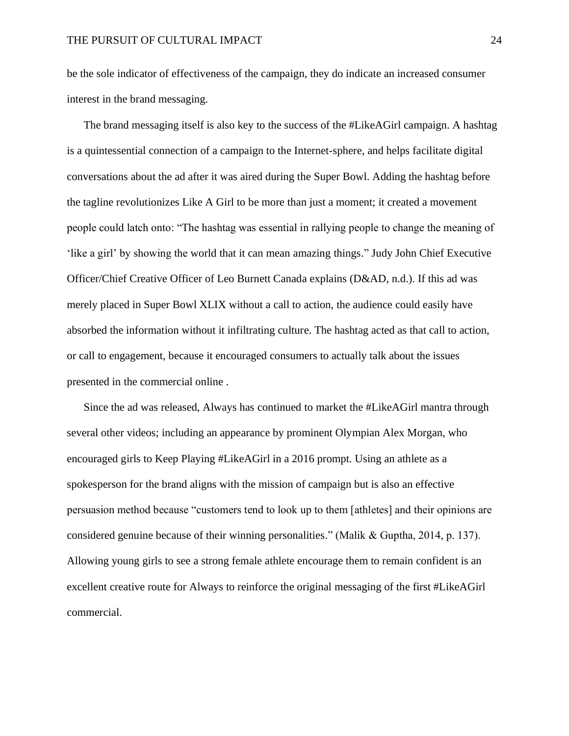be the sole indicator of effectiveness of the campaign, they do indicate an increased consumer interest in the brand messaging.

The brand messaging itself is also key to the success of the #LikeAGirl campaign. A hashtag is a quintessential connection of a campaign to the Internet-sphere, and helps facilitate digital conversations about the ad after it was aired during the Super Bowl. Adding the hashtag before the tagline revolutionizes Like A Girl to be more than just a moment; it created a movement people could latch onto: "The hashtag was essential in rallying people to change the meaning of 'like a girl' by showing the world that it can mean amazing things." Judy John Chief Executive Officer/Chief Creative Officer of Leo Burnett Canada explains (D&AD, n.d.). If this ad was merely placed in Super Bowl XLIX without a call to action, the audience could easily have absorbed the information without it infiltrating culture. The hashtag acted as that call to action, or call to engagement, because it encouraged consumers to actually talk about the issues presented in the commercial online .

Since the ad was released, Always has continued to market the #LikeAGirl mantra through several other videos; including an appearance by prominent Olympian Alex Morgan, who encouraged girls to Keep Playing #LikeAGirl in a 2016 prompt. Using an athlete as a spokesperson for the brand aligns with the mission of campaign but is also an effective persuasion method because "customers tend to look up to them [athletes] and their opinions are considered genuine because of their winning personalities." (Malik & Guptha, 2014, p. 137). Allowing young girls to see a strong female athlete encourage them to remain confident is an excellent creative route for Always to reinforce the original messaging of the first #LikeAGirl commercial.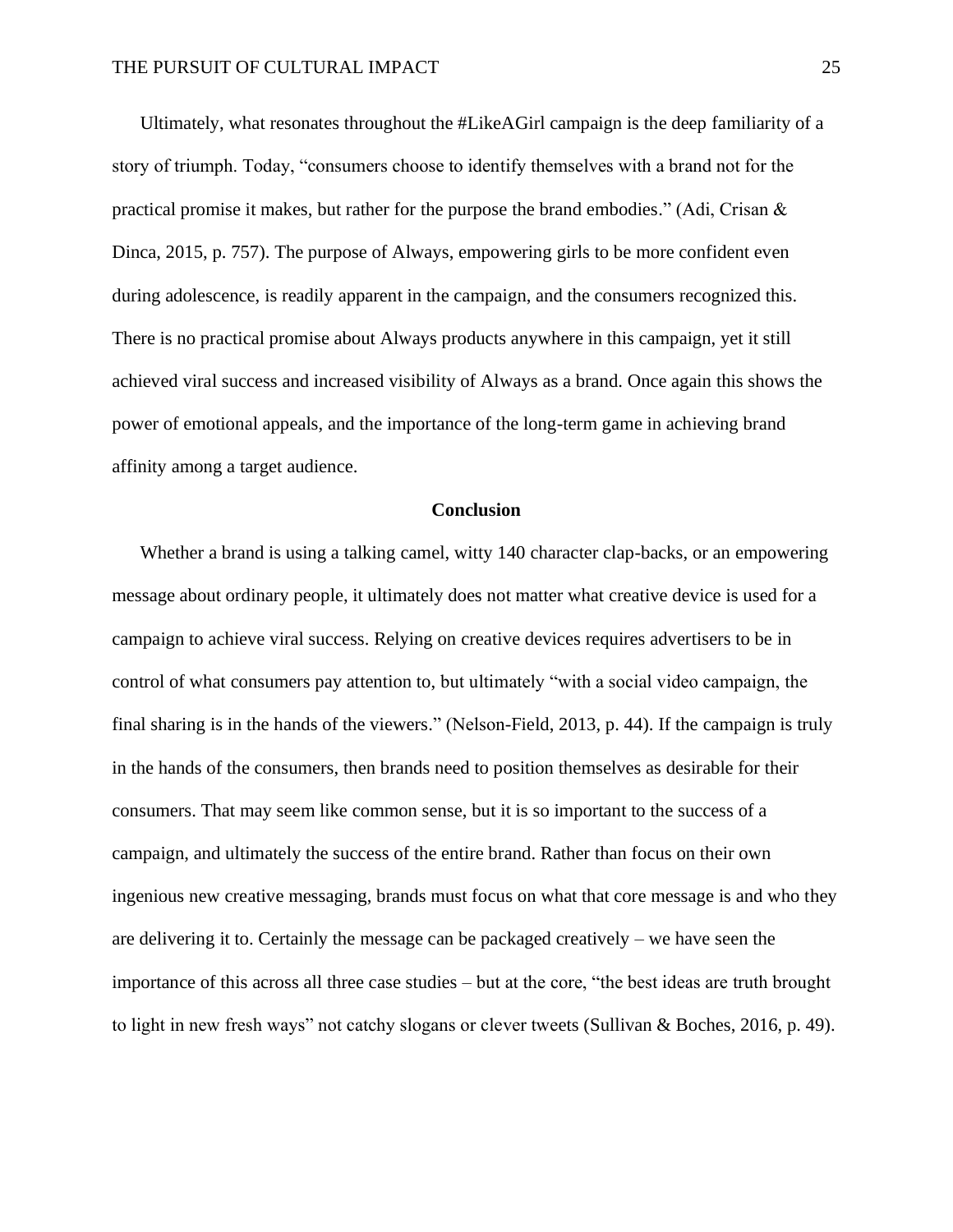Ultimately, what resonates throughout the #LikeAGirl campaign is the deep familiarity of a story of triumph. Today, "consumers choose to identify themselves with a brand not for the practical promise it makes, but rather for the purpose the brand embodies." (Adi, Crisan & Dinca, 2015, p. 757). The purpose of Always, empowering girls to be more confident even during adolescence, is readily apparent in the campaign, and the consumers recognized this. There is no practical promise about Always products anywhere in this campaign, yet it still achieved viral success and increased visibility of Always as a brand. Once again this shows the power of emotional appeals, and the importance of the long-term game in achieving brand affinity among a target audience.

## Conclusion

Whether a brand is using a talking camel, witty 140 character clap-backs, or an empowering message about ordinary people, it ultimately does not matter what creative device is used for a campaign to achieve viral success. Relying on creative devices requires advertisers to be in control of what consumers pay attention to, but ultimately "with a social video campaign, the final sharing is in the hands of the viewers." (Nelson-Field, 2013, p. 44). If the campaign is truly in the hands of the consumers, then brands need to position themselves as desirable for their consumers. That may seem like common sense, but it is so important to the success of a campaign, and ultimately the success of the entire brand. Rather than focus on their own ingenious new creative messaging, brands must focus on what that core message is and who they are delivering it to. Certainly the message can be packaged creatively – we have seen the importance of this across all three case studies – but at the core, "the best ideas are truth brought to light in new fresh ways" not catchy slogans or clever tweets (Sullivan & Boches, 2016, p. 49).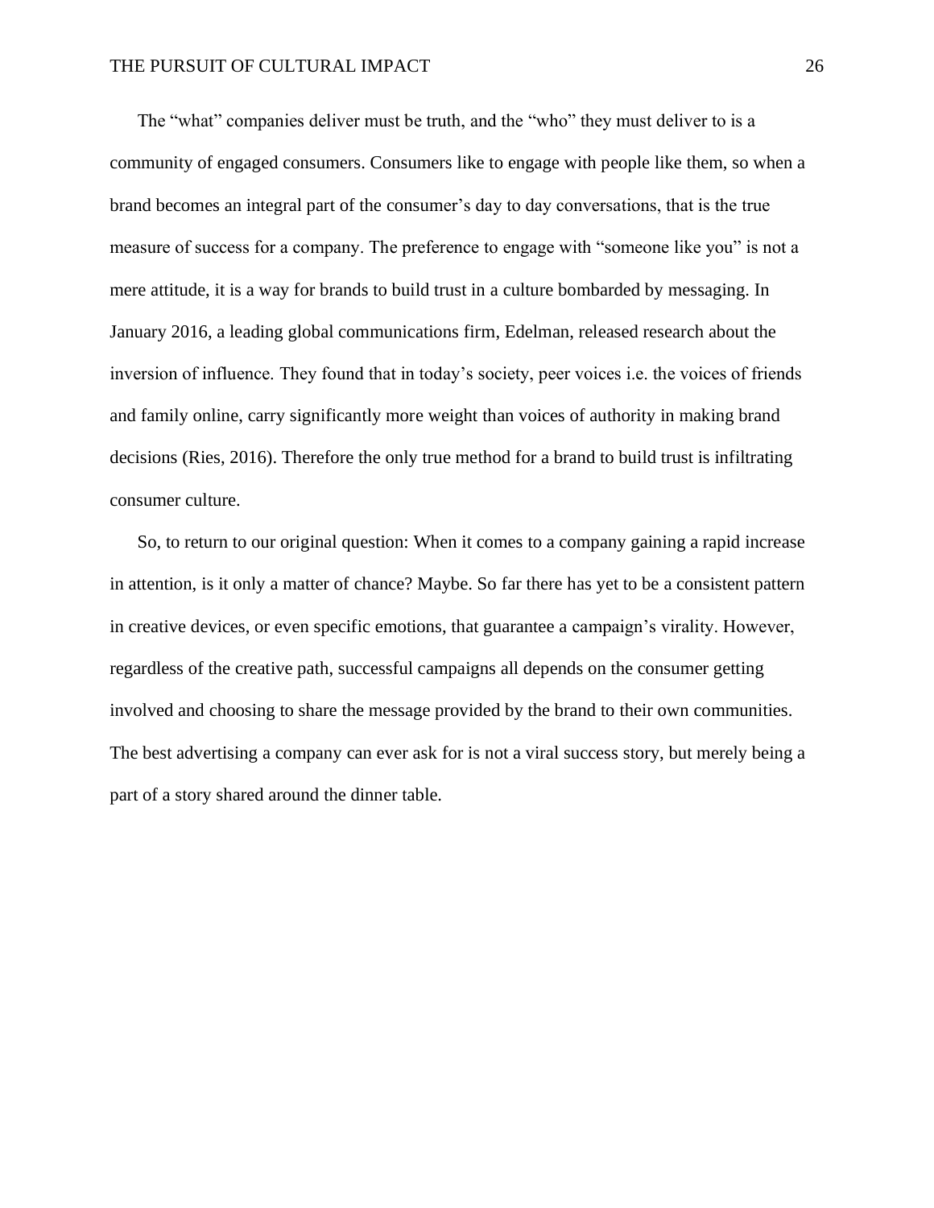The “what” companies deliver must be truth, and the “who” they must deliver to is a community of engaged consumers. Consumers like to engage with people like them, so when a brand becomes an integral part of the consumer’s day to day conversations, that is the true measure of success for a company. The preference to engage with “someone like you” is not a mere attitude, it is a way for brands to build trust in a culture bombarded by messaging. In January 2016, a leading global communications firm, Edelman, released research about the inversion of influence. They found that in today’s society, peer voices i.e. the voices of friends and family online, carry significantly more weight than voices of authority in making brand decisions (Ries, 2016). Therefore the only true method for a brand to build trust is infiltrating consumer culture.

So, to return to our original question: When it comes to a company gaining a rapid increase in attention, is it only a matter of chance? Maybe. So far there has yet to be a consistent pattern in creative devices, or even specific emotions, that guarantee a campaign’s virality. However, regardless of the creative path, successful campaigns all depends on the consumer getting involved and choosing to share the message provided by the brand to their own communities. The best advertising a company can ever ask for is not a viral success story, but merely being a part of a story shared around the dinner table.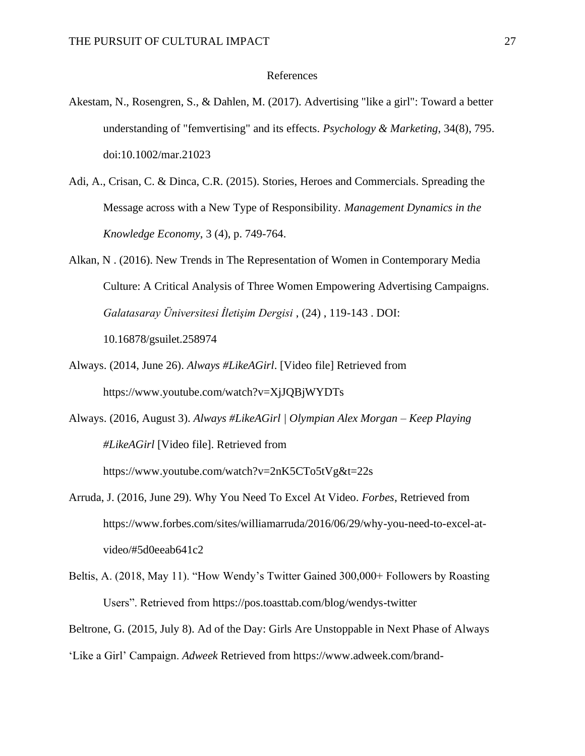# References

Akestam, N., Rosengren, S., & Dahlen, M. (2017). Advertising "like a girl": Toward a better understanding of "femvertising" and its effects. *Psychology & Marketing*, 34(8), 795. doi:10.1002/mar.21023

Adi, A., Crisan, C. & Dinca, C.R. (2015). Stories, Heroes and Commercials. Spreading the Message across with a New Type of Responsibility. *Management Dynamics in the Knowledge Economy*, 3 (4), p. 749-764.

Alkan, N . (2016). New Trends in The Representation of Women in Contemporary Media Culture: A Critical Analysis of Three Women Empowering Advertising Campaigns. *Galatasaray Üniversitesi İletişim Dergisi* , (24) , 119-143 . DOI: 10.16878/gsuilet.258974

Always. (2014, June 26). *Always #LikeAGirl*. [Video file] Retrieved from https://www.youtube.com/watch?v=XjJQBjWYDTs

Always. (2016, August 3). *Always #LikeAGirl | Olympian Alex Morgan – Keep Playing #LikeAGirl* [Video file]. Retrieved from https://www.youtube.com/watch?v=2nK5CTo5tVg&t=22s

Arruda, J. (2016, June 29). Why You Need To Excel At Video. *Forbes*, Retrieved from https://www.forbes.com/sites/williamarruda/2016/06/29/why-you-need-to-excel-at-video/#5d0eeab641c2

Beltis, A. (2018, May 11). "How Wendy's Twitter Gained 300,000+ Followers by Roasting Users". Retrieved from https://pos.toasttab.com/blog/wendys-twitter

Beltrone, G. (2015, July 8). Ad of the Day: Girls Are Unstoppable in Next Phase of Always 'Like a Girl' Campaign. *Adweek* Retrieved from https://www.adweek.com/brand-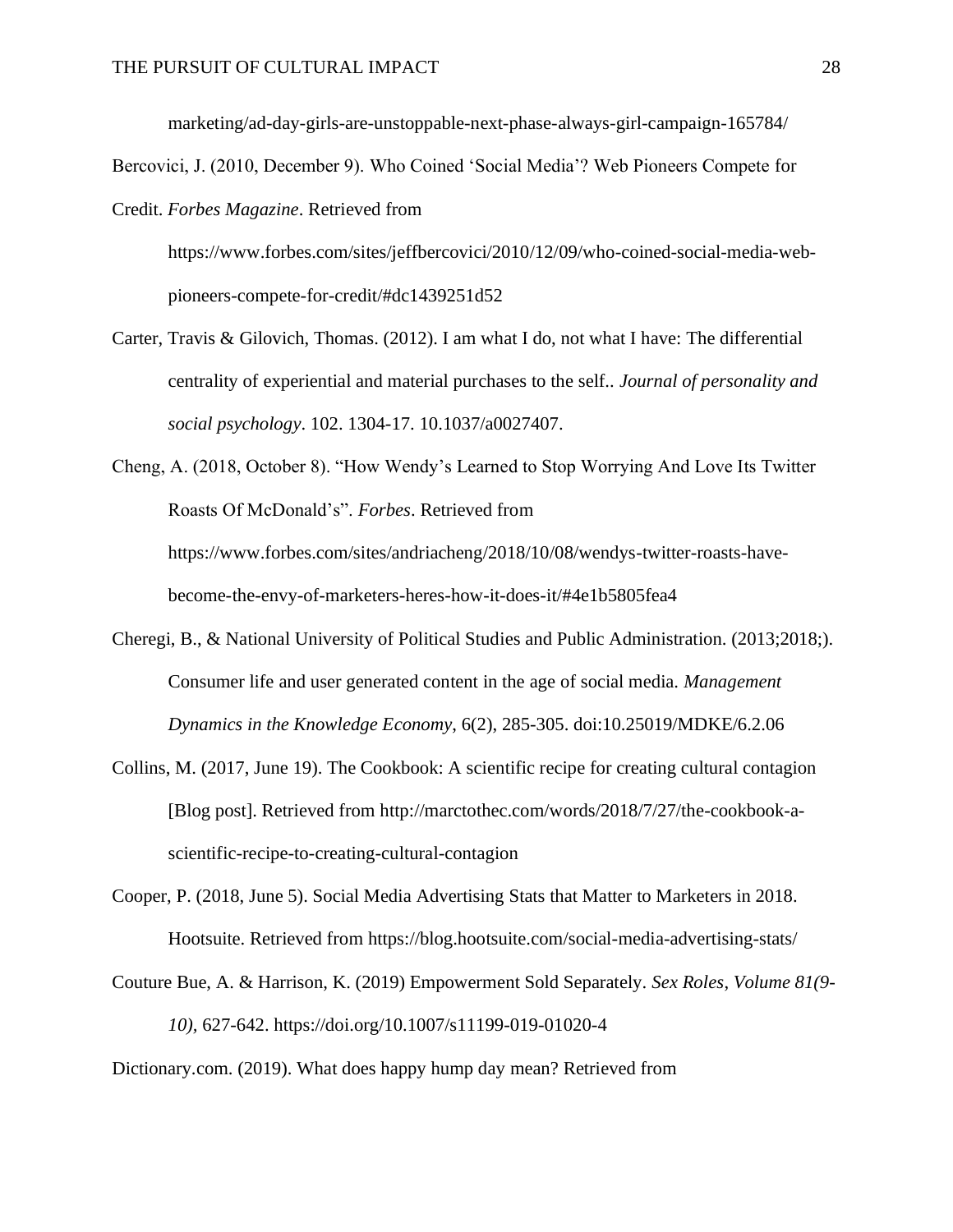marketing/ad-day-girls-are-unstoppable-next-phase-always-girl-campaign-165784/

Bercovici, J. (2010, December 9). Who Coined 'Social Media'? Web Pioneers Compete for Credit. *Forbes Magazine*. Retrieved from https://www.forbes.com/sites/jeffbercovici/2010/12/09/who-coined-social-media-web-pioneers-compete-for-credit/#dc1439251d52

Carter, Travis & Gilovich, Thomas. (2012). I am what I do, not what I have: The differential centrality of experiential and material purchases to the self.. *Journal of personality and social psychology*. 102. 1304-17. 10.1037/a0027407.

Cheng, A. (2018, October 8). "How Wendy's Learned to Stop Worrying And Love Its Twitter Roasts Of McDonald's". *Forbes*. Retrieved from https://www.forbes.com/sites/andriacheng/2018/10/08/wendys-twitter-roasts-have-become-the-envy-of-marketers-heres-how-it-does-it/#4e1b5805fea4

Cheregi, B., & National University of Political Studies and Public Administration. (2013;2018;). Consumer life and user generated content in the age of social media. *Management Dynamics in the Knowledge Economy*, 6(2), 285-305. doi:10.25019/MDKE/6.2.06

Collins, M. (2017, June 19). The Cookbook: A scientific recipe for creating cultural contagion [Blog post]. Retrieved from http://marctothec.com/words/2018/7/27/the-cookbook-a-scientific-recipe-to-creating-cultural-contagion

Cooper, P. (2018, June 5). Social Media Advertising Stats that Matter to Marketers in 2018. Hootsuite. Retrieved from https://blog.hootsuite.com/social-media-advertising-stats/

Couture Bue, A. & Harrison, K. (2019) Empowerment Sold Separately. *Sex Roles*, *Volume 81(9-10)*, 627-642. https://doi.org/10.1007/s11199-019-01020-4

Dictionary.com. (2019). What does happy hump day mean? Retrieved from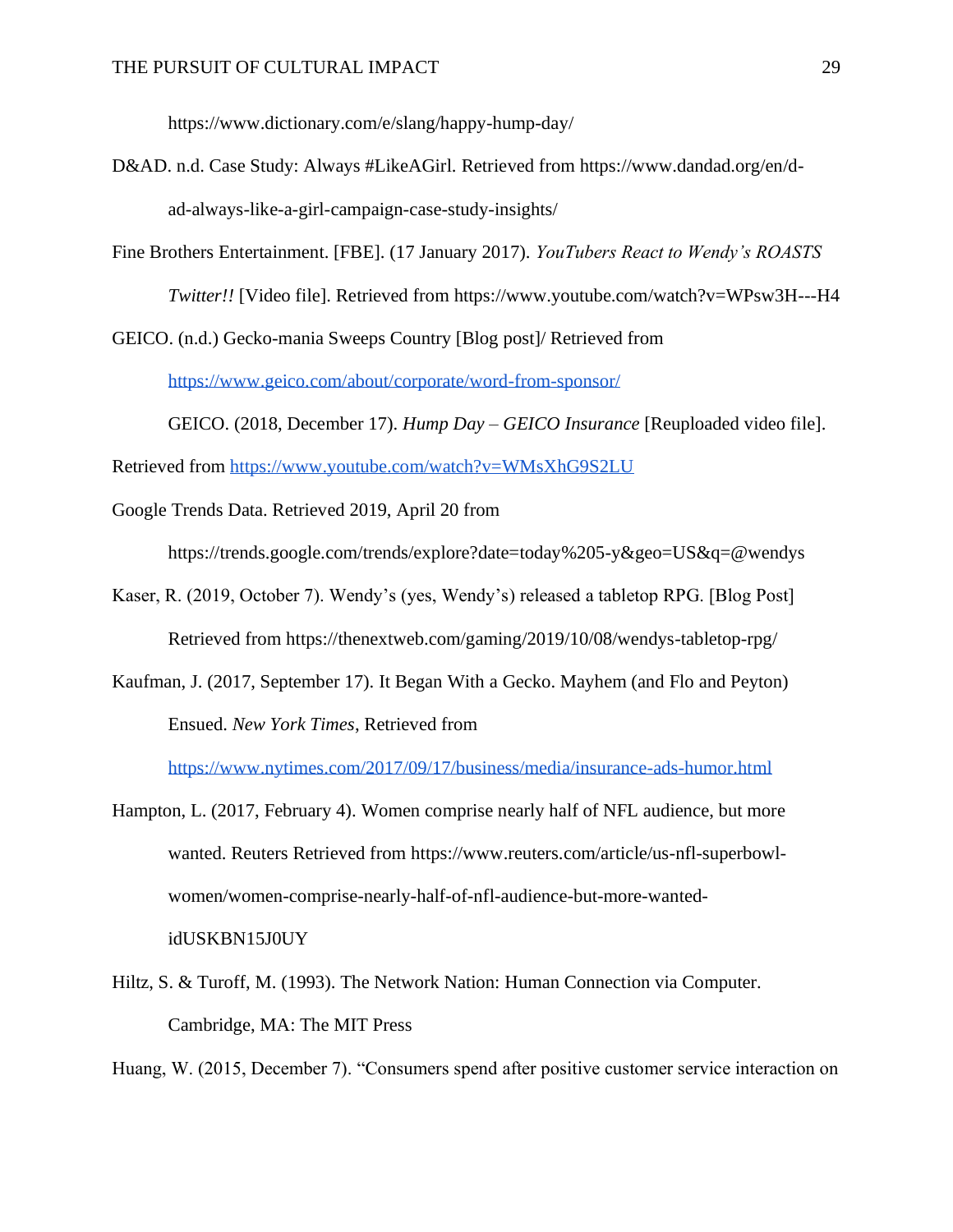https://www.dictionary.com/e/slang/happy-hump-day/

D&AD. n.d. Case Study: Always #LikeAGirl. Retrieved from https://www.dandad.org/en/d-ad-always-like-a-girl-campaign-case-study-insights/

Fine Brothers Entertainment. [FBE]. (17 January 2017). *YouTubers React to Wendy's ROASTS Twitter!!* [Video file]. Retrieved from https://www.youtube.com/watch?v=WPsw3H---H4

GEICO. (n.d.) Gecko-mania Sweeps Country [Blog post]/ Retrieved from https://www.geico.com/about/corporate/word-from-sponsor/

GEICO. (2018, December 17). *Hump Day – GEICO Insurance* [Reuploaded video file]. Retrieved from https://www.youtube.com/watch?v=WMsXhG9S2LU

Google Trends Data. Retrieved 2019, April 20 from https://trends.google.com/trends/explore?date=today%205-y&geo=US&q=@wendys

Kaser, R. (2019, October 7). Wendy's (yes, Wendy's) released a tabletop RPG. [Blog Post] Retrieved from https://thenextweb.com/gaming/2019/10/08/wendys-tabletop-rpg/

Kaufman, J. (2017, September 17). It Began With a Gecko. Mayhem (and Flo and Peyton) Ensued. *New York Times*, Retrieved from https://www.nytimes.com/2017/09/17/business/media/insurance-ads-humor.html

Hampton, L. (2017, February 4). Women comprise nearly half of NFL audience, but more wanted. Reuters Retrieved from https://www.reuters.com/article/us-nfl-superbowl-women/women-comprise-nearly-half-of-nfl-audience-but-more-wanted-idUSKBN15J0UY

Hiltz, S. & Turoff, M. (1993). The Network Nation: Human Connection via Computer. Cambridge, MA: The MIT Press

Huang, W. (2015, December 7). "Consumers spend after positive customer service interaction on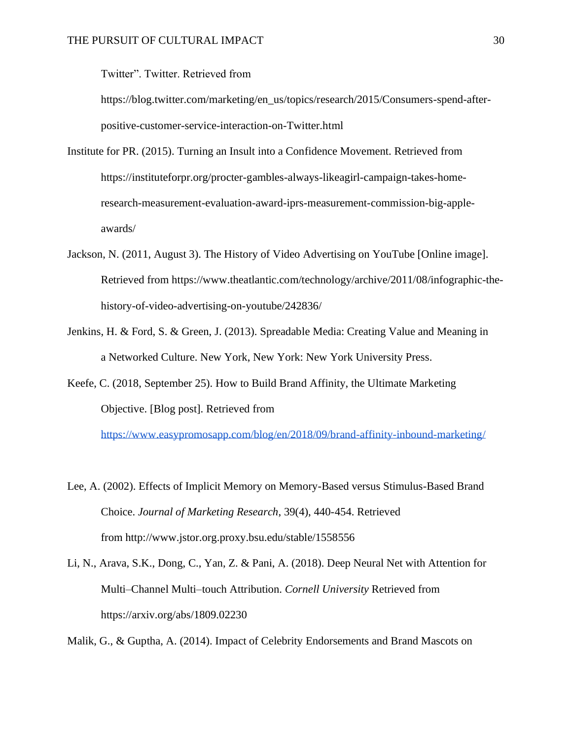Twitter". Twitter. Retrieved from https://blog.twitter.com/marketing/en_us/topics/research/2015/Consumers-spend-after-positive-customer-service-interaction-on-Twitter.html

Institute for PR. (2015). Turning an Insult into a Confidence Movement. Retrieved from https://instituteforpr.org/procter-gambles-always-likeagirl-campaign-takes-home-research-measurement-evaluation-award-iprs-measurement-commission-big-apple-awards/

Jackson, N. (2011, August 3). The History of Video Advertising on YouTube [Online image]. Retrieved from https://www.theatlantic.com/technology/archive/2011/08/infographic-the-history-of-video-advertising-on-youtube/242836/

Jenkins, H. & Ford, S. & Green, J. (2013). Spreadable Media: Creating Value and Meaning in a Networked Culture. New York, New York: New York University Press.

Keefe, C. (2018, September 25). How to Build Brand Affinity, the Ultimate Marketing Objective. [Blog post]. Retrieved from https://www.easypromosapp.com/blog/en/2018/09/brand-affinity-inbound-marketing/

Lee, A. (2002). Effects of Implicit Memory on Memory-Based versus Stimulus-Based Brand Choice. *Journal of Marketing Research*, 39(4), 440-454. Retrieved from http://www.jstor.org.proxy.bsu.edu/stable/1558556

Li, N., Arava, S.K., Dong, C., Yan, Z. & Pani, A. (2018). Deep Neural Net with Attention for Multi–Channel Multi–touch Attribution. *Cornell University* Retrieved from https://arxiv.org/abs/1809.02230

Malik, G., & Guptha, A. (2014). Impact of Celebrity Endorsements and Brand Mascots on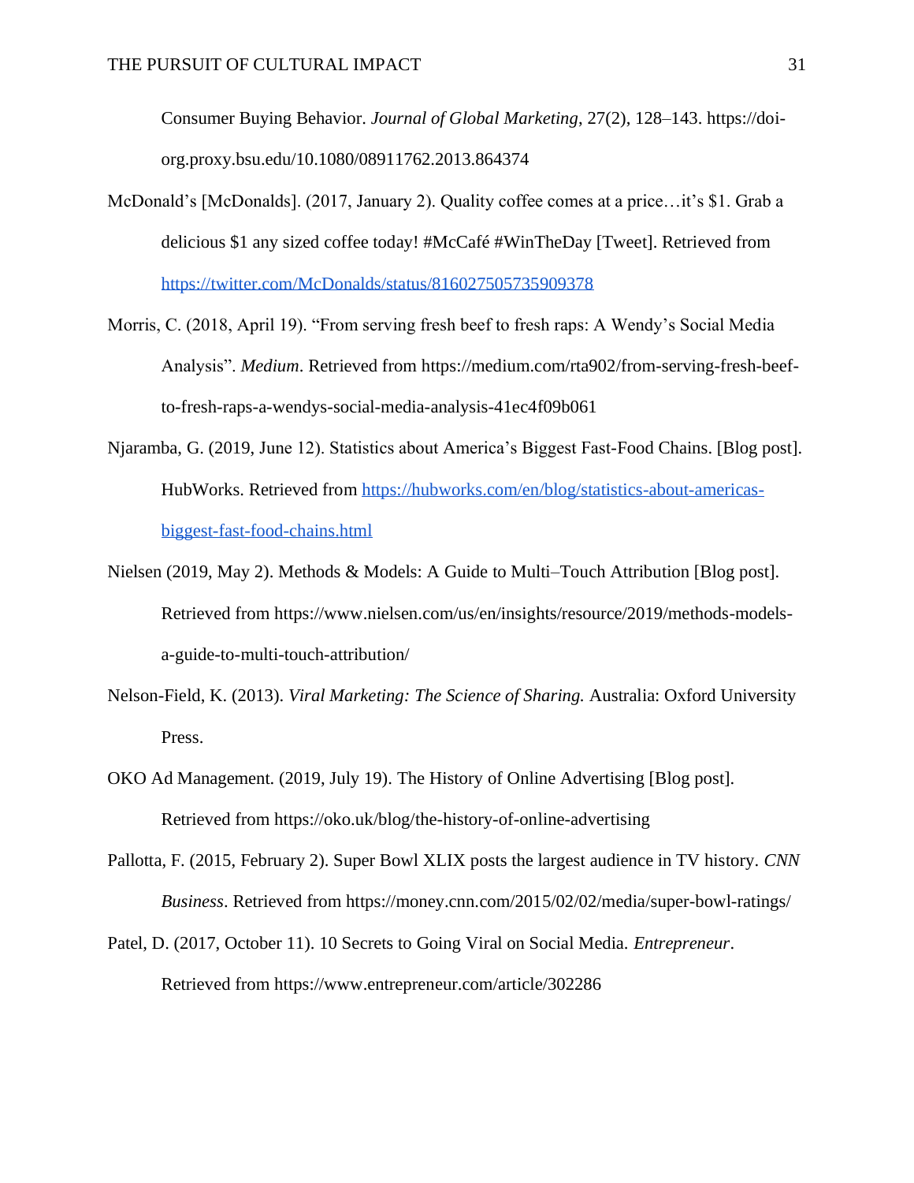Consumer Buying Behavior. *Journal of Global Marketing*, 27(2), 128–143. https://doi-org.proxy.bsu.edu/10.1080/08911762.2013.864374

McDonald's [McDonalds]. (2017, January 2). Quality coffee comes at a price…it's $1. Grab a delicious $1 any sized coffee today! #McCafé #WinTheDay [Tweet]. Retrieved from https://twitter.com/McDonalds/status/816027505735909378

Morris, C. (2018, April 19). "From serving fresh beef to fresh raps: A Wendy's Social Media Analysis". *Medium*. Retrieved from https://medium.com/rta902/from-serving-fresh-beef-to-fresh-raps-a-wendys-social-media-analysis-41ec4f09b061

Njaramba, G. (2019, June 12). Statistics about America's Biggest Fast-Food Chains. [Blog post]. HubWorks. Retrieved from https://hubworks.com/en/blog/statistics-about-americas-biggest-fast-food-chains.html

Nielsen (2019, May 2). Methods & Models: A Guide to Multi–Touch Attribution [Blog post]. Retrieved from https://www.nielsen.com/us/en/insights/resource/2019/methods-models-a-guide-to-multi-touch-attribution/

Nelson-Field, K. (2013). *Viral Marketing: The Science of Sharing.* Australia: Oxford University Press.

OKO Ad Management. (2019, July 19). The History of Online Advertising [Blog post]. Retrieved from https://oko.uk/blog/the-history-of-online-advertising

Pallotta, F. (2015, February 2). Super Bowl XLIX posts the largest audience in TV history. *CNN Business*. Retrieved from https://money.cnn.com/2015/02/02/media/super-bowl-ratings/

Patel, D. (2017, October 11). 10 Secrets to Going Viral on Social Media. *Entrepreneur*. Retrieved from https://www.entrepreneur.com/article/302286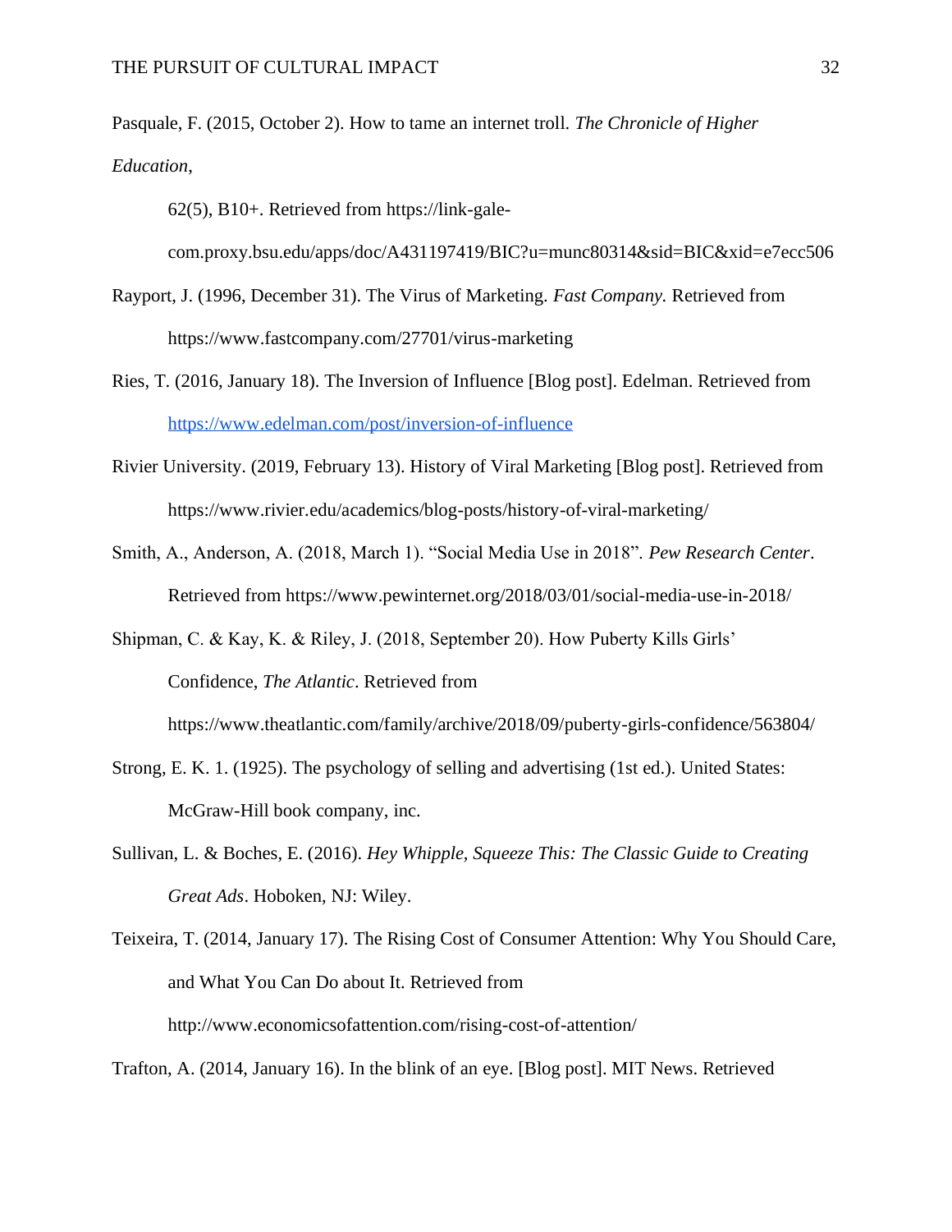Pasquale, F. (2015, October 2). How to tame an internet troll. *The Chronicle of Higher Education*, 62(5), B10+. Retrieved from https://link-gale-com.proxy.bsu.edu/apps/doc/A431197419/BIC?u=munc80314&sid=BIC&xid=e7ecc506

Rayport, J. (1996, December 31). The Virus of Marketing. *Fast Company.* Retrieved from https://www.fastcompany.com/27701/virus-marketing

Ries, T. (2016, January 18). The Inversion of Influence [Blog post]. Edelman. Retrieved from https://www.edelman.com/post/inversion-of-influence

Rivier University. (2019, February 13). History of Viral Marketing [Blog post]. Retrieved from https://www.rivier.edu/academics/blog-posts/history-of-viral-marketing/

Smith, A., Anderson, A. (2018, March 1). "Social Media Use in 2018". *Pew Research Center*. Retrieved from https://www.pewinternet.org/2018/03/01/social-media-use-in-2018/

Shipman, C. & Kay, K. & Riley, J. (2018, September 20). How Puberty Kills Girls' Confidence, *The Atlantic*. Retrieved from https://www.theatlantic.com/family/archive/2018/09/puberty-girls-confidence/563804/

Strong, E. K. 1. (1925). The psychology of selling and advertising (1st ed.). United States: McGraw-Hill book company, inc.

Sullivan, L. & Boches, E. (2016). *Hey Whipple, Squeeze This: The Classic Guide to Creating Great Ads*. Hoboken, NJ: Wiley.

Teixeira, T. (2014, January 17). The Rising Cost of Consumer Attention: Why You Should Care, and What You Can Do about It. Retrieved from http://www.economicsofattention.com/rising-cost-of-attention/

Trafton, A. (2014, January 16). In the blink of an eye. [Blog post]. MIT News. Retrieved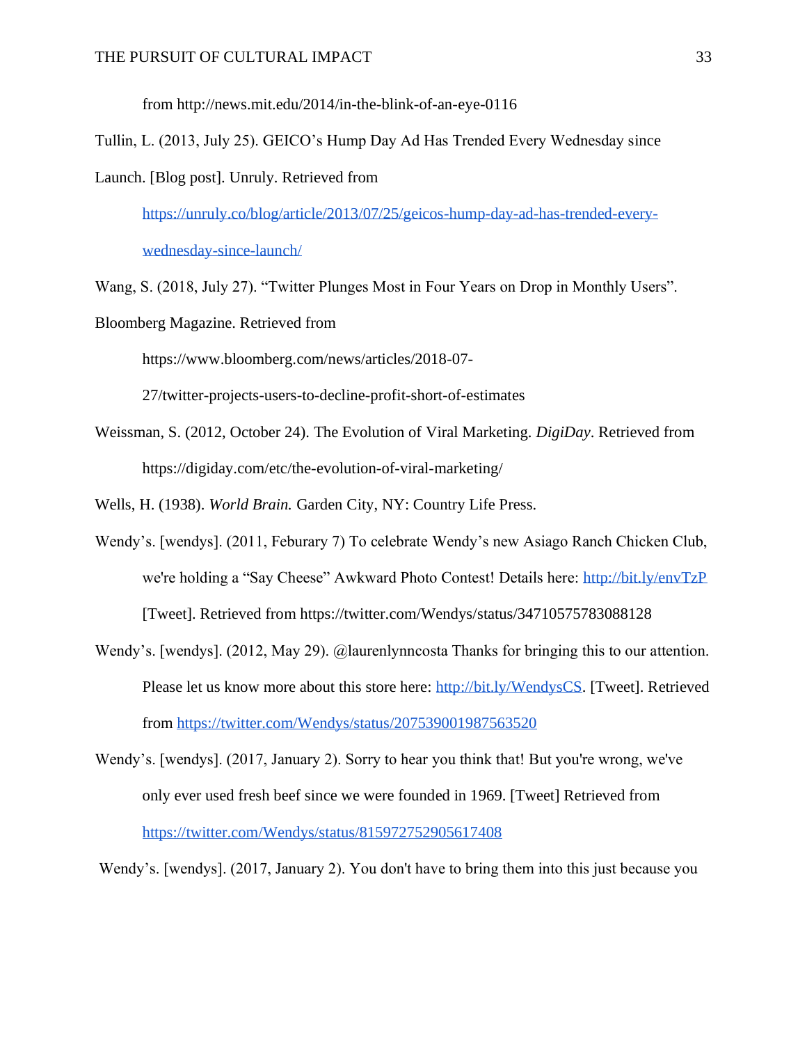from http://news.mit.edu/2014/in-the-blink-of-an-eye-0116

Tullin, L. (2013, July 25). GEICO's Hump Day Ad Has Trended Every Wednesday since Launch. [Blog post]. Unruly. Retrieved from https://unruly.co/blog/article/2013/07/25/geicos-hump-day-ad-has-trended-every-wednesday-since-launch/

Wang, S. (2018, July 27). "Twitter Plunges Most in Four Years on Drop in Monthly Users". Bloomberg Magazine. Retrieved from https://www.bloomberg.com/news/articles/2018-07-27/twitter-projects-users-to-decline-profit-short-of-estimates

Weissman, S. (2012, October 24). The Evolution of Viral Marketing. *DigiDay*. Retrieved from https://digiday.com/etc/the-evolution-of-viral-marketing/

Wells, H. (1938). *World Brain.* Garden City, NY: Country Life Press.

Wendy's. [wendys]. (2011, Feburary 7) To celebrate Wendy's new Asiago Ranch Chicken Club, we're holding a "Say Cheese" Awkward Photo Contest! Details here: http://bit.ly/envTzP [Tweet]. Retrieved from https://twitter.com/Wendys/status/34710575783088128

Wendy's. [wendys]. (2012, May 29). @laurenlynncosta Thanks for bringing this to our attention. Please let us know more about this store here: http://bit.ly/WendysCS. [Tweet]. Retrieved from https://twitter.com/Wendys/status/207539001987563520

Wendy's. [wendys]. (2017, January 2). Sorry to hear you think that! But you're wrong, we've only ever used fresh beef since we were founded in 1969. [Tweet] Retrieved from https://twitter.com/Wendys/status/815972752905617408

Wendy's. [wendys]. (2017, January 2). You don't have to bring them into this just because you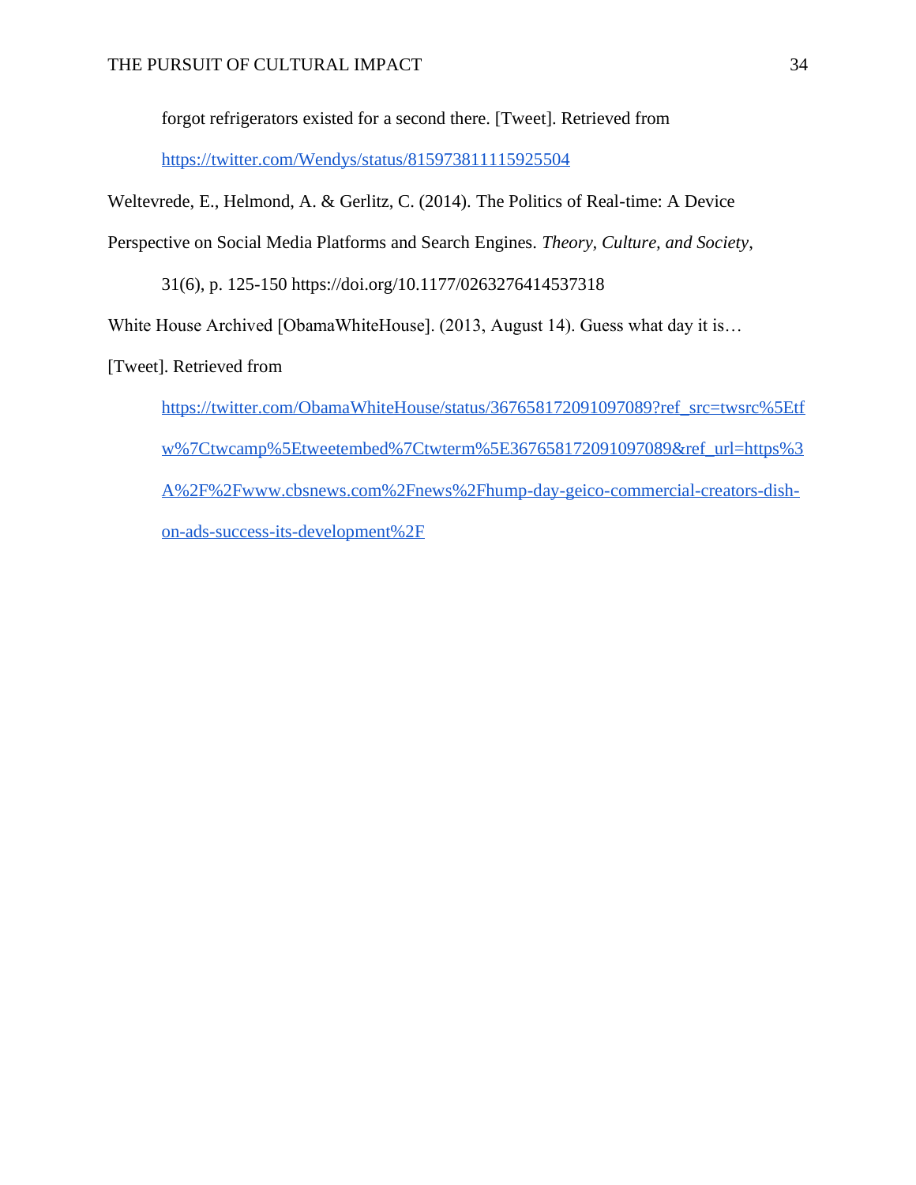forgot refrigerators existed for a second there. [Tweet]. Retrieved from https://twitter.com/Wendys/status/815973811115925504

Weltevrede, E., Helmond, A. & Gerlitz, C. (2014). The Politics of Real-time: A Device Perspective on Social Media Platforms and Search Engines. *Theory, Culture, and Society*, 31(6), p. 125-150 https://doi.org/10.1177/0263276414537318

White House Archived [ObamaWhiteHouse]. (2013, August 14). Guess what day it is… [Tweet]. Retrieved from https://twitter.com/ObamaWhiteHouse/status/367658172091097089?ref_src=twsrc%5Etfw%7Ctwcamp%5Etweetembed%7Ctwterm%5E367658172091097089&ref_url=https%3A%2F%2Fwww.cbsnews.com%2Fnews%2Fhump-day-geico-commercial-creators-dish-on-ads-success-its-development%2F